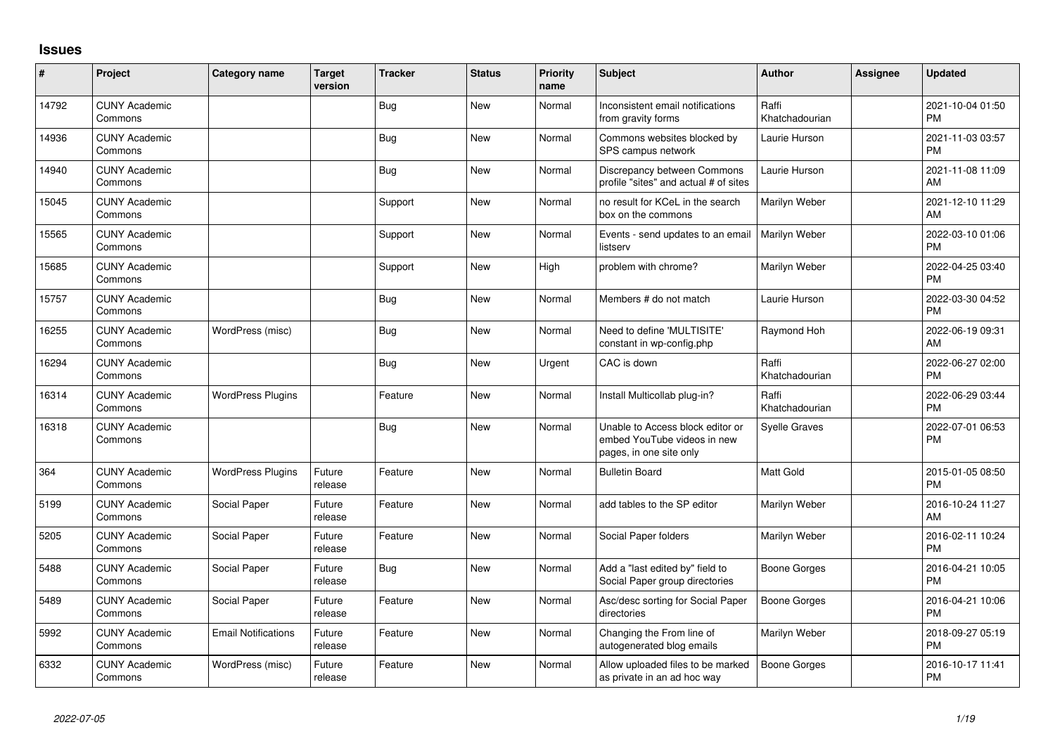## Issues

| # | Project | Category name | Target version | Tracker | Status | Priority name | Subject | Author | Assignee | Updated |
|---|---|---|---|---|---|---|---|---|---|---|
| 14792 | CUNY Academic Commons | | | Bug | New | Normal | Inconsistent email notifications from gravity forms | Raffi Khatchadourian | | 2021-10-04 01:50 PM |
| 14936 | CUNY Academic Commons | | | Bug | New | Normal | Commons websites blocked by SPS campus network | Laurie Hurson | | 2021-11-03 03:57 PM |
| 14940 | CUNY Academic Commons | | | Bug | New | Normal | Discrepancy between Commons profile "sites" and actual # of sites | Laurie Hurson | | 2021-11-08 11:09 AM |
| 15045 | CUNY Academic Commons | | | Support | New | Normal | no result for KCeL in the search box on the commons | Marilyn Weber | | 2021-12-10 11:29 AM |
| 15565 | CUNY Academic Commons | | | Support | New | Normal | Events - send updates to an email listserv | Marilyn Weber | | 2022-03-10 01:06 PM |
| 15685 | CUNY Academic Commons | | | Support | New | High | problem with chrome? | Marilyn Weber | | 2022-04-25 03:40 PM |
| 15757 | CUNY Academic Commons | | | Bug | New | Normal | Members # do not match | Laurie Hurson | | 2022-03-30 04:52 PM |
| 16255 | CUNY Academic Commons | WordPress (misc) | | Bug | New | Normal | Need to define 'MULTISITE' constant in wp-config.php | Raymond Hoh | | 2022-06-19 09:31 AM |
| 16294 | CUNY Academic Commons | | | Bug | New | Urgent | CAC is down | Raffi Khatchadourian | | 2022-06-27 02:00 PM |
| 16314 | CUNY Academic Commons | WordPress Plugins | | Feature | New | Normal | Install Multicollab plug-in? | Raffi Khatchadourian | | 2022-06-29 03:44 PM |
| 16318 | CUNY Academic Commons | | | Bug | New | Normal | Unable to Access block editor or embed YouTube videos in new pages, in one site only | Syelle Graves | | 2022-07-01 06:53 PM |
| 364 | CUNY Academic Commons | WordPress Plugins | Future release | Feature | New | Normal | Bulletin Board | Matt Gold | | 2015-01-05 08:50 PM |
| 5199 | CUNY Academic Commons | Social Paper | Future release | Feature | New | Normal | add tables to the SP editor | Marilyn Weber | | 2016-10-24 11:27 AM |
| 5205 | CUNY Academic Commons | Social Paper | Future release | Feature | New | Normal | Social Paper folders | Marilyn Weber | | 2016-02-11 10:24 PM |
| 5488 | CUNY Academic Commons | Social Paper | Future release | Bug | New | Normal | Add a "last edited by" field to Social Paper group directories | Boone Gorges | | 2016-04-21 10:05 PM |
| 5489 | CUNY Academic Commons | Social Paper | Future release | Feature | New | Normal | Asc/desc sorting for Social Paper directories | Boone Gorges | | 2016-04-21 10:06 PM |
| 5992 | CUNY Academic Commons | Email Notifications | Future release | Feature | New | Normal | Changing the From line of autogenerated blog emails | Marilyn Weber | | 2018-09-27 05:19 PM |
| 6332 | CUNY Academic Commons | WordPress (misc) | Future release | Feature | New | Normal | Allow uploaded files to be marked as private in an ad hoc way | Boone Gorges | | 2016-10-17 11:41 PM |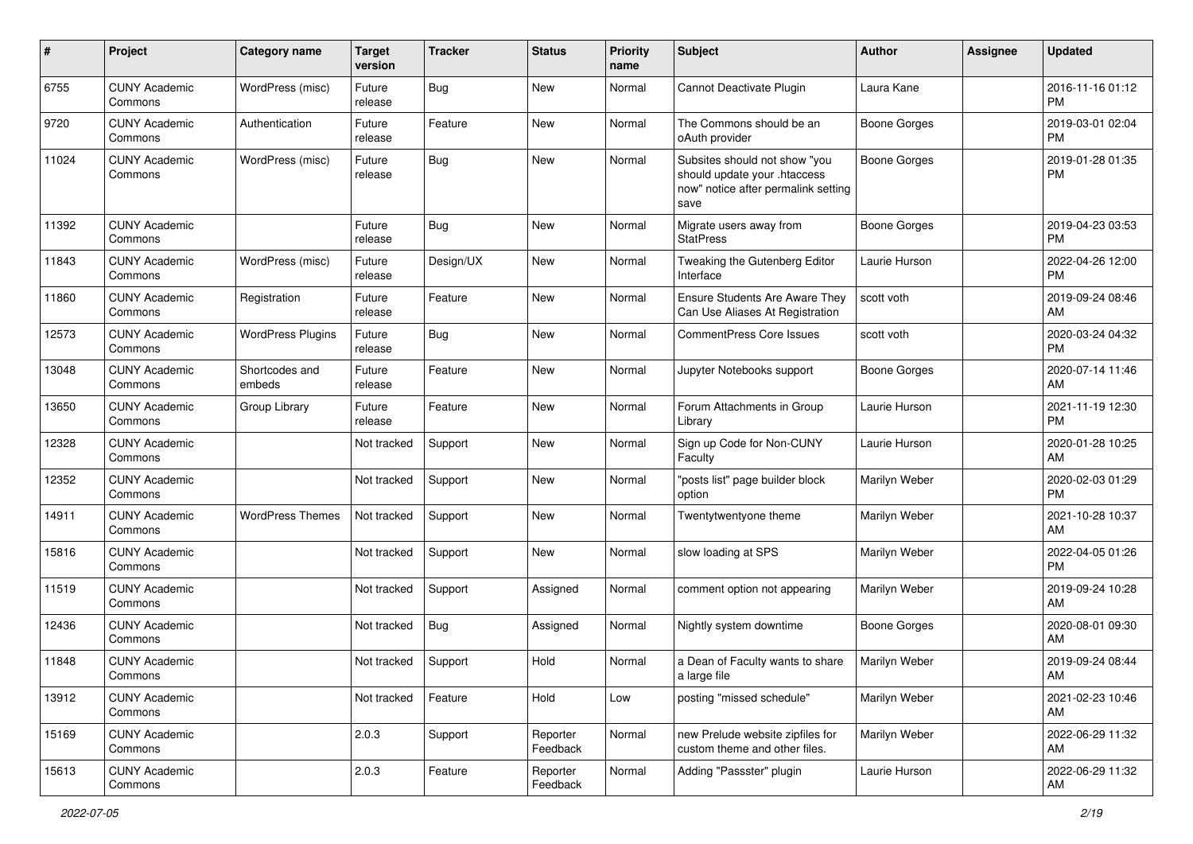| # | Project | Category name | Target version | Tracker | Status | Priority name | Subject | Author | Assignee | Updated |
|---|---|---|---|---|---|---|---|---|---|---|
| 6755 | CUNY Academic Commons | WordPress (misc) | Future release | Bug | New | Normal | Cannot Deactivate Plugin | Laura Kane | | 2016-11-16 01:12 PM |
| 9720 | CUNY Academic Commons | Authentication | Future release | Feature | New | Normal | The Commons should be an oAuth provider | Boone Gorges | | 2019-03-01 02:04 PM |
| 11024 | CUNY Academic Commons | WordPress (misc) | Future release | Bug | New | Normal | Subsites should not show "you should update your .htaccess now" notice after permalink setting save | Boone Gorges | | 2019-01-28 01:35 PM |
| 11392 | CUNY Academic Commons | | Future release | Bug | New | Normal | Migrate users away from StatPress | Boone Gorges | | 2019-04-23 03:53 PM |
| 11843 | CUNY Academic Commons | WordPress (misc) | Future release | Design/UX | New | Normal | Tweaking the Gutenberg Editor Interface | Laurie Hurson | | 2022-04-26 12:00 PM |
| 11860 | CUNY Academic Commons | Registration | Future release | Feature | New | Normal | Ensure Students Are Aware They Can Use Aliases At Registration | scott voth | | 2019-09-24 08:46 AM |
| 12573 | CUNY Academic Commons | WordPress Plugins | Future release | Bug | New | Normal | CommentPress Core Issues | scott voth | | 2020-03-24 04:32 PM |
| 13048 | CUNY Academic Commons | Shortcodes and embeds | Future release | Feature | New | Normal | Jupyter Notebooks support | Boone Gorges | | 2020-07-14 11:46 AM |
| 13650 | CUNY Academic Commons | Group Library | Future release | Feature | New | Normal | Forum Attachments in Group Library | Laurie Hurson | | 2021-11-19 12:30 PM |
| 12328 | CUNY Academic Commons | | Not tracked | Support | New | Normal | Sign up Code for Non-CUNY Faculty | Laurie Hurson | | 2020-01-28 10:25 AM |
| 12352 | CUNY Academic Commons | | Not tracked | Support | New | Normal | "posts list" page builder block option | Marilyn Weber | | 2020-02-03 01:29 PM |
| 14911 | CUNY Academic Commons | WordPress Themes | Not tracked | Support | New | Normal | Twentytwentyone theme | Marilyn Weber | | 2021-10-28 10:37 AM |
| 15816 | CUNY Academic Commons | | Not tracked | Support | New | Normal | slow loading at SPS | Marilyn Weber | | 2022-04-05 01:26 PM |
| 11519 | CUNY Academic Commons | | Not tracked | Support | Assigned | Normal | comment option not appearing | Marilyn Weber | | 2019-09-24 10:28 AM |
| 12436 | CUNY Academic Commons | | Not tracked | Bug | Assigned | Normal | Nightly system downtime | Boone Gorges | | 2020-08-01 09:30 AM |
| 11848 | CUNY Academic Commons | | Not tracked | Support | Hold | Normal | a Dean of Faculty wants to share a large file | Marilyn Weber | | 2019-09-24 08:44 AM |
| 13912 | CUNY Academic Commons | | Not tracked | Feature | Hold | Low | posting "missed schedule" | Marilyn Weber | | 2021-02-23 10:46 AM |
| 15169 | CUNY Academic Commons | | 2.0.3 | Support | Reporter Feedback | Normal | new Prelude website zipfiles for custom theme and other files. | Marilyn Weber | | 2022-06-29 11:32 AM |
| 15613 | CUNY Academic Commons | | 2.0.3 | Feature | Reporter Feedback | Normal | Adding "Passster" plugin | Laurie Hurson | | 2022-06-29 11:32 AM |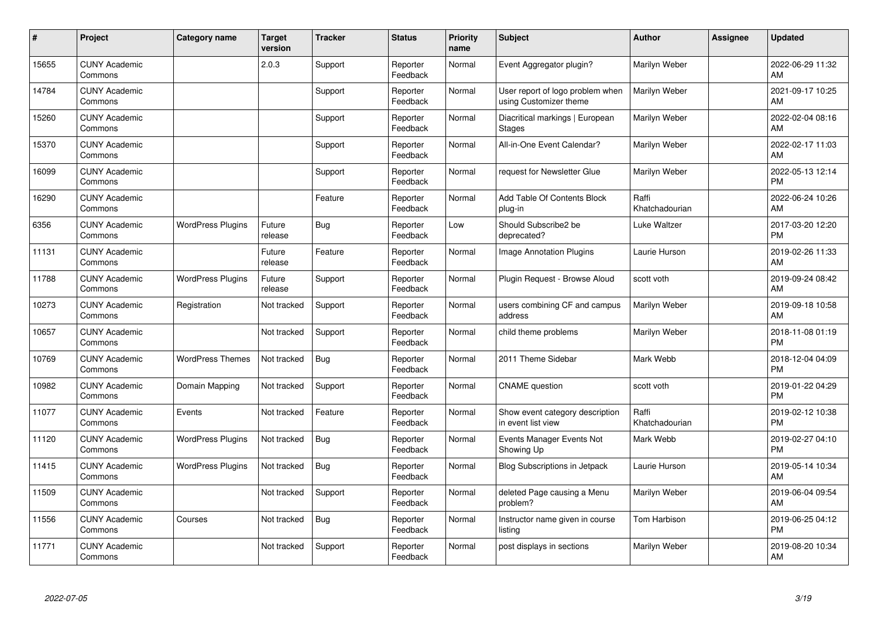| # | Project | Category name | Target version | Tracker | Status | Priority name | Subject | Author | Assignee | Updated |
|---|---|---|---|---|---|---|---|---|---|---|
| 15655 | CUNY Academic Commons | | 2.0.3 | Support | Reporter Feedback | Normal | Event Aggregator plugin? | Marilyn Weber | | 2022-06-29 11:32 AM |
| 14784 | CUNY Academic Commons | | | Support | Reporter Feedback | Normal | User report of logo problem when using Customizer theme | Marilyn Weber | | 2021-09-17 10:25 AM |
| 15260 | CUNY Academic Commons | | | Support | Reporter Feedback | Normal | Diacritical markings \| European Stages | Marilyn Weber | | 2022-02-04 08:16 AM |
| 15370 | CUNY Academic Commons | | | Support | Reporter Feedback | Normal | All-in-One Event Calendar? | Marilyn Weber | | 2022-02-17 11:03 AM |
| 16099 | CUNY Academic Commons | | | Support | Reporter Feedback | Normal | request for Newsletter Glue | Marilyn Weber | | 2022-05-13 12:14 PM |
| 16290 | CUNY Academic Commons | | | Feature | Reporter Feedback | Normal | Add Table Of Contents Block plug-in | Raffi Khatchadourian | | 2022-06-24 10:26 AM |
| 6356 | CUNY Academic Commons | WordPress Plugins | Future release | Bug | Reporter Feedback | Low | Should Subscribe2 be deprecated? | Luke Waltzer | | 2017-03-20 12:20 PM |
| 11131 | CUNY Academic Commons | | Future release | Feature | Reporter Feedback | Normal | Image Annotation Plugins | Laurie Hurson | | 2019-02-26 11:33 AM |
| 11788 | CUNY Academic Commons | WordPress Plugins | Future release | Support | Reporter Feedback | Normal | Plugin Request - Browse Aloud | scott voth | | 2019-09-24 08:42 AM |
| 10273 | CUNY Academic Commons | Registration | Not tracked | Support | Reporter Feedback | Normal | users combining CF and campus address | Marilyn Weber | | 2019-09-18 10:58 AM |
| 10657 | CUNY Academic Commons | | Not tracked | Support | Reporter Feedback | Normal | child theme problems | Marilyn Weber | | 2018-11-08 01:19 PM |
| 10769 | CUNY Academic Commons | WordPress Themes | Not tracked | Bug | Reporter Feedback | Normal | 2011 Theme Sidebar | Mark Webb | | 2018-12-04 04:09 PM |
| 10982 | CUNY Academic Commons | Domain Mapping | Not tracked | Support | Reporter Feedback | Normal | CNAME question | scott voth | | 2019-01-22 04:29 PM |
| 11077 | CUNY Academic Commons | Events | Not tracked | Feature | Reporter Feedback | Normal | Show event category description in event list view | Raffi Khatchadourian | | 2019-02-12 10:38 PM |
| 11120 | CUNY Academic Commons | WordPress Plugins | Not tracked | Bug | Reporter Feedback | Normal | Events Manager Events Not Showing Up | Mark Webb | | 2019-02-27 04:10 PM |
| 11415 | CUNY Academic Commons | WordPress Plugins | Not tracked | Bug | Reporter Feedback | Normal | Blog Subscriptions in Jetpack | Laurie Hurson | | 2019-05-14 10:34 AM |
| 11509 | CUNY Academic Commons | | Not tracked | Support | Reporter Feedback | Normal | deleted Page causing a Menu problem? | Marilyn Weber | | 2019-06-04 09:54 AM |
| 11556 | CUNY Academic Commons | Courses | Not tracked | Bug | Reporter Feedback | Normal | Instructor name given in course listing | Tom Harbison | | 2019-06-25 04:12 PM |
| 11771 | CUNY Academic Commons | | Not tracked | Support | Reporter Feedback | Normal | post displays in sections | Marilyn Weber | | 2019-08-20 10:34 AM |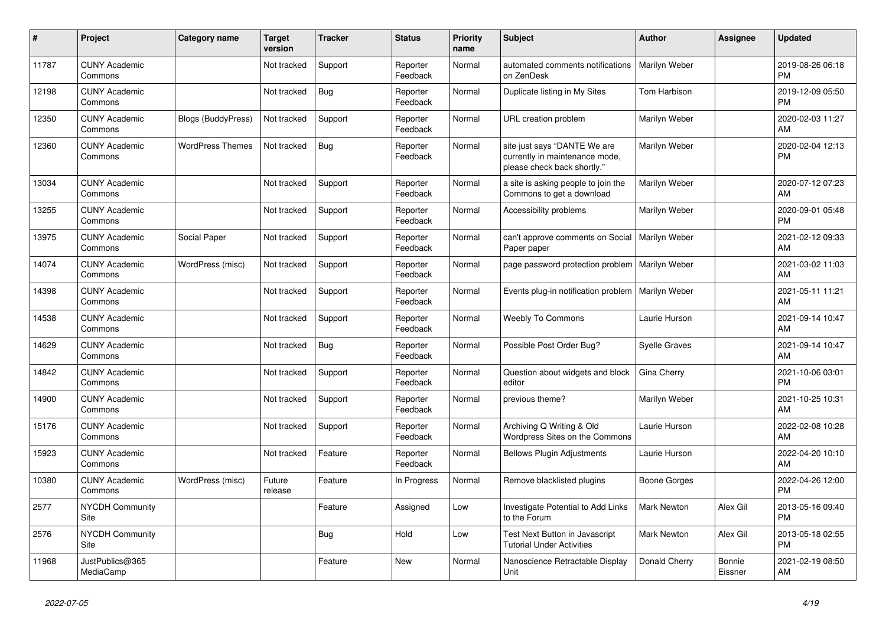| # | Project | Category name | Target version | Tracker | Status | Priority name | Subject | Author | Assignee | Updated |
|---|---|---|---|---|---|---|---|---|---|---|
| 11787 | CUNY Academic Commons | | Not tracked | Support | Reporter Feedback | Normal | automated comments notifications on ZenDesk | Marilyn Weber | | 2019-08-26 06:18 PM |
| 12198 | CUNY Academic Commons | | Not tracked | Bug | Reporter Feedback | Normal | Duplicate listing in My Sites | Tom Harbison | | 2019-12-09 05:50 PM |
| 12350 | CUNY Academic Commons | Blogs (BuddyPress) | Not tracked | Support | Reporter Feedback | Normal | URL creation problem | Marilyn Weber | | 2020-02-03 11:27 AM |
| 12360 | CUNY Academic Commons | WordPress Themes | Not tracked | Bug | Reporter Feedback | Normal | site just says "DANTE We are currently in maintenance mode, please check back shortly." | Marilyn Weber | | 2020-02-04 12:13 PM |
| 13034 | CUNY Academic Commons | | Not tracked | Support | Reporter Feedback | Normal | a site is asking people to join the Commons to get a download | Marilyn Weber | | 2020-07-12 07:23 AM |
| 13255 | CUNY Academic Commons | | Not tracked | Support | Reporter Feedback | Normal | Accessibility problems | Marilyn Weber | | 2020-09-01 05:48 PM |
| 13975 | CUNY Academic Commons | Social Paper | Not tracked | Support | Reporter Feedback | Normal | can't approve comments on Social Paper paper | Marilyn Weber | | 2021-02-12 09:33 AM |
| 14074 | CUNY Academic Commons | WordPress (misc) | Not tracked | Support | Reporter Feedback | Normal | page password protection problem | Marilyn Weber | | 2021-03-02 11:03 AM |
| 14398 | CUNY Academic Commons | | Not tracked | Support | Reporter Feedback | Normal | Events plug-in notification problem | Marilyn Weber | | 2021-05-11 11:21 AM |
| 14538 | CUNY Academic Commons | | Not tracked | Support | Reporter Feedback | Normal | Weebly To Commons | Laurie Hurson | | 2021-09-14 10:47 AM |
| 14629 | CUNY Academic Commons | | Not tracked | Bug | Reporter Feedback | Normal | Possible Post Order Bug? | Syelle Graves | | 2021-09-14 10:47 AM |
| 14842 | CUNY Academic Commons | | Not tracked | Support | Reporter Feedback | Normal | Question about widgets and block editor | Gina Cherry | | 2021-10-06 03:01 PM |
| 14900 | CUNY Academic Commons | | Not tracked | Support | Reporter Feedback | Normal | previous theme? | Marilyn Weber | | 2021-10-25 10:31 AM |
| 15176 | CUNY Academic Commons | | Not tracked | Support | Reporter Feedback | Normal | Archiving Q Writing & Old Wordpress Sites on the Commons | Laurie Hurson | | 2022-02-08 10:28 AM |
| 15923 | CUNY Academic Commons | | Not tracked | Feature | Reporter Feedback | Normal | Bellows Plugin Adjustments | Laurie Hurson | | 2022-04-20 10:10 AM |
| 10380 | CUNY Academic Commons | WordPress (misc) | Future release | Feature | In Progress | Normal | Remove blacklisted plugins | Boone Gorges | | 2022-04-26 12:00 PM |
| 2577 | NYCDH Community Site | | | Feature | Assigned | Low | Investigate Potential to Add Links to the Forum | Mark Newton | Alex Gil | 2013-05-16 09:40 PM |
| 2576 | NYCDH Community Site | | | Bug | Hold | Low | Test Next Button in Javascript Tutorial Under Activities | Mark Newton | Alex Gil | 2013-05-18 02:55 PM |
| 11968 | JustPublics@365 MediaCamp | | | Feature | New | Normal | Nanoscience Retractable Display Unit | Donald Cherry | Bonnie Eissner | 2021-02-19 08:50 AM |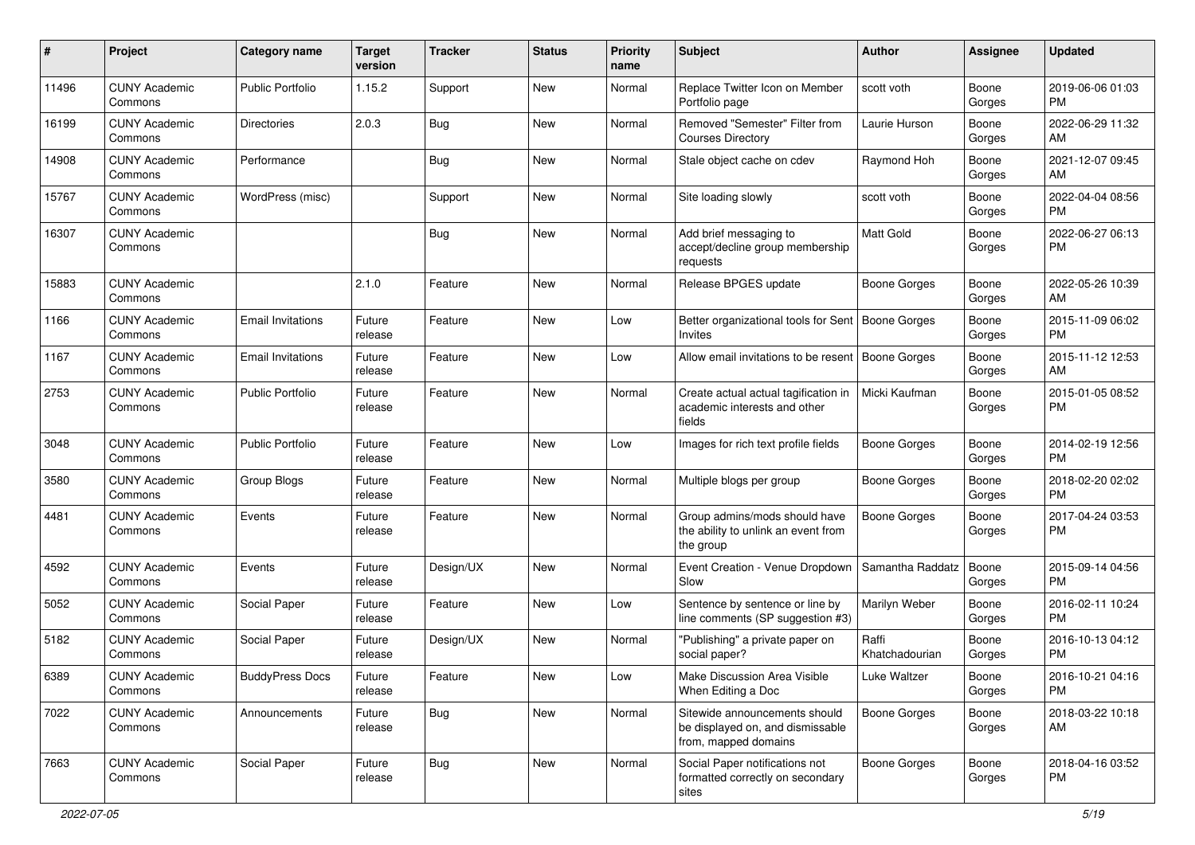| # | Project | Category name | Target version | Tracker | Status | Priority name | Subject | Author | Assignee | Updated |
|---|---|---|---|---|---|---|---|---|---|---|
| 11496 | CUNY Academic Commons | Public Portfolio | 1.15.2 | Support | New | Normal | Replace Twitter Icon on Member Portfolio page | scott voth | Boone Gorges | 2019-06-06 01:03 PM |
| 16199 | CUNY Academic Commons | Directories | 2.0.3 | Bug | New | Normal | Removed "Semester" Filter from Courses Directory | Laurie Hurson | Boone Gorges | 2022-06-29 11:32 AM |
| 14908 | CUNY Academic Commons | Performance | | Bug | New | Normal | Stale object cache on cdev | Raymond Hoh | Boone Gorges | 2021-12-07 09:45 AM |
| 15767 | CUNY Academic Commons | WordPress (misc) | | Support | New | Normal | Site loading slowly | scott voth | Boone Gorges | 2022-04-04 08:56 PM |
| 16307 | CUNY Academic Commons | | | Bug | New | Normal | Add brief messaging to accept/decline group membership requests | Matt Gold | Boone Gorges | 2022-06-27 06:13 PM |
| 15883 | CUNY Academic Commons | | 2.1.0 | Feature | New | Normal | Release BPGES update | Boone Gorges | Boone Gorges | 2022-05-26 10:39 AM |
| 1166 | CUNY Academic Commons | Email Invitations | Future release | Feature | New | Low | Better organizational tools for Sent Invites | Boone Gorges | Boone Gorges | 2015-11-09 06:02 PM |
| 1167 | CUNY Academic Commons | Email Invitations | Future release | Feature | New | Low | Allow email invitations to be resent | Boone Gorges | Boone Gorges | 2015-11-12 12:53 AM |
| 2753 | CUNY Academic Commons | Public Portfolio | Future release | Feature | New | Normal | Create actual actual tagification in academic interests and other fields | Micki Kaufman | Boone Gorges | 2015-01-05 08:52 PM |
| 3048 | CUNY Academic Commons | Public Portfolio | Future release | Feature | New | Low | Images for rich text profile fields | Boone Gorges | Boone Gorges | 2014-02-19 12:56 PM |
| 3580 | CUNY Academic Commons | Group Blogs | Future release | Feature | New | Normal | Multiple blogs per group | Boone Gorges | Boone Gorges | 2018-02-20 02:02 PM |
| 4481 | CUNY Academic Commons | Events | Future release | Feature | New | Normal | Group admins/mods should have the ability to unlink an event from the group | Boone Gorges | Boone Gorges | 2017-04-24 03:53 PM |
| 4592 | CUNY Academic Commons | Events | Future release | Design/UX | New | Normal | Event Creation - Venue Dropdown Slow | Samantha Raddatz | Boone Gorges | 2015-09-14 04:56 PM |
| 5052 | CUNY Academic Commons | Social Paper | Future release | Feature | New | Low | Sentence by sentence or line by line comments (SP suggestion #3) | Marilyn Weber | Boone Gorges | 2016-02-11 10:24 PM |
| 5182 | CUNY Academic Commons | Social Paper | Future release | Design/UX | New | Normal | "Publishing" a private paper on social paper? | Raffi Khatchadourian | Boone Gorges | 2016-10-13 04:12 PM |
| 6389 | CUNY Academic Commons | BuddyPress Docs | Future release | Feature | New | Low | Make Discussion Area Visible When Editing a Doc | Luke Waltzer | Boone Gorges | 2016-10-21 04:16 PM |
| 7022 | CUNY Academic Commons | Announcements | Future release | Bug | New | Normal | Sitewide announcements should be displayed on, and dismissable from, mapped domains | Boone Gorges | Boone Gorges | 2018-03-22 10:18 AM |
| 7663 | CUNY Academic Commons | Social Paper | Future release | Bug | New | Normal | Social Paper notifications not formatted correctly on secondary sites | Boone Gorges | Boone Gorges | 2018-04-16 03:52 PM |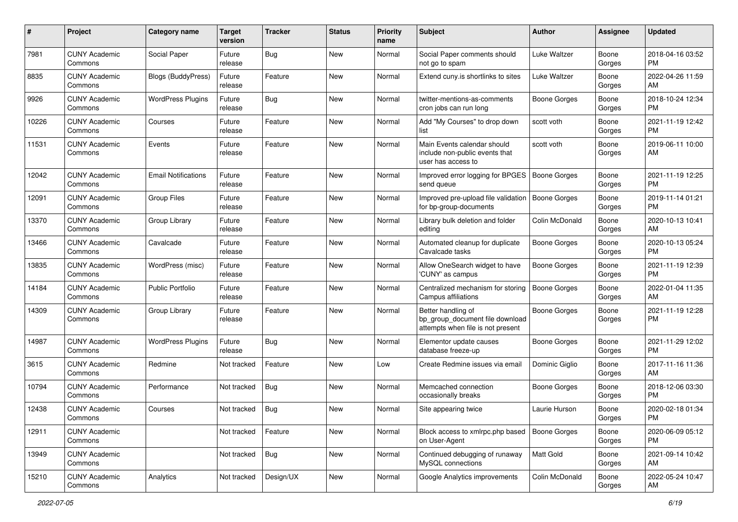| # | Project | Category name | Target version | Tracker | Status | Priority name | Subject | Author | Assignee | Updated |
|---|---|---|---|---|---|---|---|---|---|---|
| 7981 | CUNY Academic Commons | Social Paper | Future release | Bug | New | Normal | Social Paper comments should not go to spam | Luke Waltzer | Boone Gorges | 2018-04-16 03:52 PM |
| 8835 | CUNY Academic Commons | Blogs (BuddyPress) | Future release | Feature | New | Normal | Extend cuny.is shortlinks to sites | Luke Waltzer | Boone Gorges | 2022-04-26 11:59 AM |
| 9926 | CUNY Academic Commons | WordPress Plugins | Future release | Bug | New | Normal | twitter-mentions-as-comments cron jobs can run long | Boone Gorges | Boone Gorges | 2018-10-24 12:34 PM |
| 10226 | CUNY Academic Commons | Courses | Future release | Feature | New | Normal | Add "My Courses" to drop down list | scott voth | Boone Gorges | 2021-11-19 12:42 PM |
| 11531 | CUNY Academic Commons | Events | Future release | Feature | New | Normal | Main Events calendar should include non-public events that user has access to | scott voth | Boone Gorges | 2019-06-11 10:00 AM |
| 12042 | CUNY Academic Commons | Email Notifications | Future release | Feature | New | Normal | Improved error logging for BPGES send queue | Boone Gorges | Boone Gorges | 2021-11-19 12:25 PM |
| 12091 | CUNY Academic Commons | Group Files | Future release | Feature | New | Normal | Improved pre-upload file validation for bp-group-documents | Boone Gorges | Boone Gorges | 2019-11-14 01:21 PM |
| 13370 | CUNY Academic Commons | Group Library | Future release | Feature | New | Normal | Library bulk deletion and folder editing | Colin McDonald | Boone Gorges | 2020-10-13 10:41 AM |
| 13466 | CUNY Academic Commons | Cavalcade | Future release | Feature | New | Normal | Automated cleanup for duplicate Cavalcade tasks | Boone Gorges | Boone Gorges | 2020-10-13 05:24 PM |
| 13835 | CUNY Academic Commons | WordPress (misc) | Future release | Feature | New | Normal | Allow OneSearch widget to have 'CUNY' as campus | Boone Gorges | Boone Gorges | 2021-11-19 12:39 PM |
| 14184 | CUNY Academic Commons | Public Portfolio | Future release | Feature | New | Normal | Centralized mechanism for storing Campus affiliations | Boone Gorges | Boone Gorges | 2022-01-04 11:35 AM |
| 14309 | CUNY Academic Commons | Group Library | Future release | Feature | New | Normal | Better handling of bp_group_document file download attempts when file is not present | Boone Gorges | Boone Gorges | 2021-11-19 12:28 PM |
| 14987 | CUNY Academic Commons | WordPress Plugins | Future release | Bug | New | Normal | Elementor update causes database freeze-up | Boone Gorges | Boone Gorges | 2021-11-29 12:02 PM |
| 3615 | CUNY Academic Commons | Redmine | Not tracked | Feature | New | Low | Create Redmine issues via email | Dominic Giglio | Boone Gorges | 2017-11-16 11:36 AM |
| 10794 | CUNY Academic Commons | Performance | Not tracked | Bug | New | Normal | Memcached connection occasionally breaks | Boone Gorges | Boone Gorges | 2018-12-06 03:30 PM |
| 12438 | CUNY Academic Commons | Courses | Not tracked | Bug | New | Normal | Site appearing twice | Laurie Hurson | Boone Gorges | 2020-02-18 01:34 PM |
| 12911 | CUNY Academic Commons | | Not tracked | Feature | New | Normal | Block access to xmlrpc.php based on User-Agent | Boone Gorges | Boone Gorges | 2020-06-09 05:12 PM |
| 13949 | CUNY Academic Commons | | Not tracked | Bug | New | Normal | Continued debugging of runaway MySQL connections | Matt Gold | Boone Gorges | 2021-09-14 10:42 AM |
| 15210 | CUNY Academic Commons | Analytics | Not tracked | Design/UX | New | Normal | Google Analytics improvements | Colin McDonald | Boone Gorges | 2022-05-24 10:47 AM |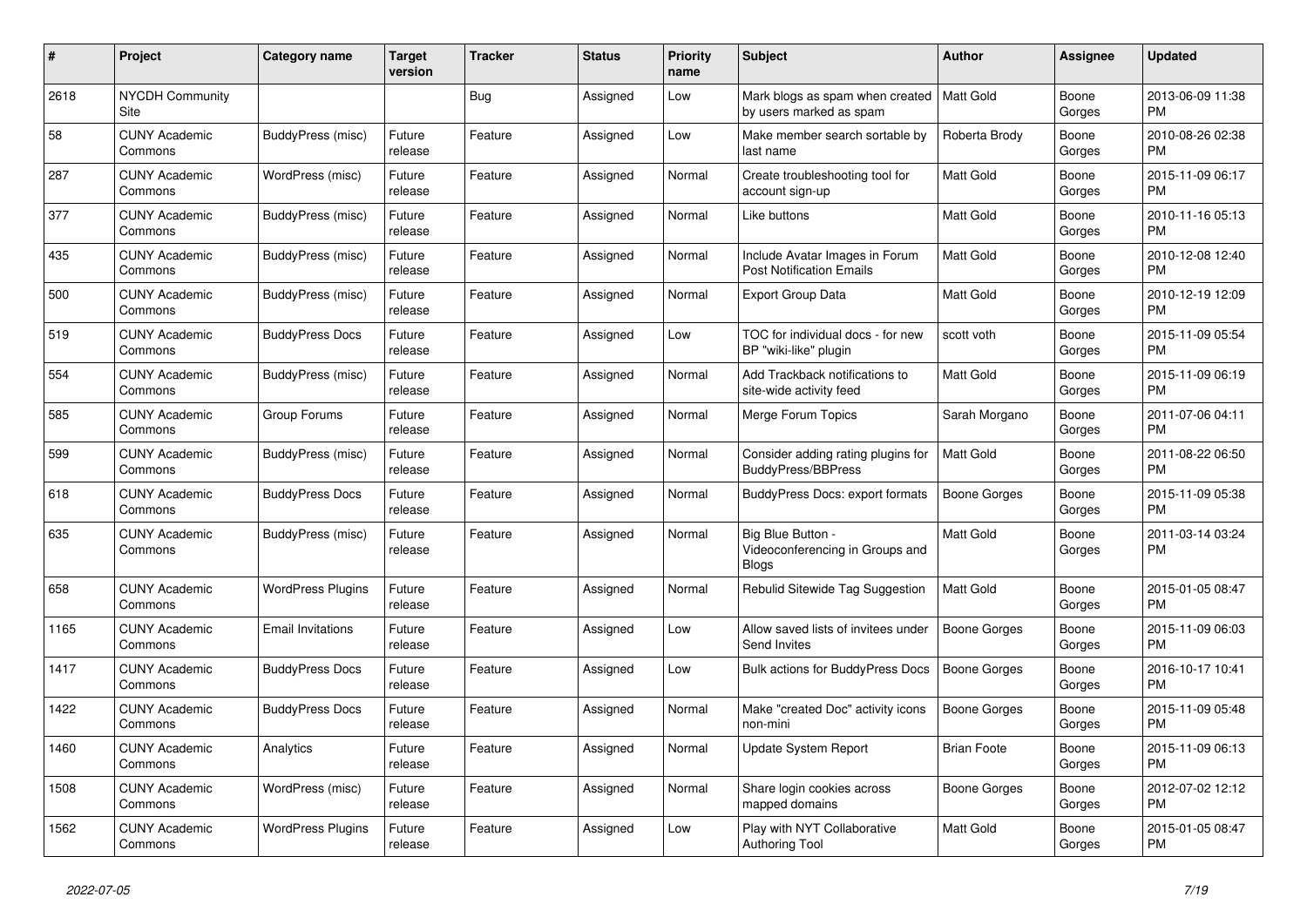| # | Project | Category name | Target version | Tracker | Status | Priority name | Subject | Author | Assignee | Updated |
|---|---|---|---|---|---|---|---|---|---|---|
| 2618 | NYCDH Community Site | | | Bug | Assigned | Low | Mark blogs as spam when created by users marked as spam | Matt Gold | Boone Gorges | 2013-06-09 11:38 PM |
| 58 | CUNY Academic Commons | BuddyPress (misc) | Future release | Feature | Assigned | Low | Make member search sortable by last name | Roberta Brody | Boone Gorges | 2010-08-26 02:38 PM |
| 287 | CUNY Academic Commons | WordPress (misc) | Future release | Feature | Assigned | Normal | Create troubleshooting tool for account sign-up | Matt Gold | Boone Gorges | 2015-11-09 06:17 PM |
| 377 | CUNY Academic Commons | BuddyPress (misc) | Future release | Feature | Assigned | Normal | Like buttons | Matt Gold | Boone Gorges | 2010-11-16 05:13 PM |
| 435 | CUNY Academic Commons | BuddyPress (misc) | Future release | Feature | Assigned | Normal | Include Avatar Images in Forum Post Notification Emails | Matt Gold | Boone Gorges | 2010-12-08 12:40 PM |
| 500 | CUNY Academic Commons | BuddyPress (misc) | Future release | Feature | Assigned | Normal | Export Group Data | Matt Gold | Boone Gorges | 2010-12-19 12:09 PM |
| 519 | CUNY Academic Commons | BuddyPress Docs | Future release | Feature | Assigned | Low | TOC for individual docs - for new BP "wiki-like" plugin | scott voth | Boone Gorges | 2015-11-09 05:54 PM |
| 554 | CUNY Academic Commons | BuddyPress (misc) | Future release | Feature | Assigned | Normal | Add Trackback notifications to site-wide activity feed | Matt Gold | Boone Gorges | 2015-11-09 06:19 PM |
| 585 | CUNY Academic Commons | Group Forums | Future release | Feature | Assigned | Normal | Merge Forum Topics | Sarah Morgano | Boone Gorges | 2011-07-06 04:11 PM |
| 599 | CUNY Academic Commons | BuddyPress (misc) | Future release | Feature | Assigned | Normal | Consider adding rating plugins for BuddyPress/BBPress | Matt Gold | Boone Gorges | 2011-08-22 06:50 PM |
| 618 | CUNY Academic Commons | BuddyPress Docs | Future release | Feature | Assigned | Normal | BuddyPress Docs: export formats | Boone Gorges | Boone Gorges | 2015-11-09 05:38 PM |
| 635 | CUNY Academic Commons | BuddyPress (misc) | Future release | Feature | Assigned | Normal | Big Blue Button - Videoconferencing in Groups and Blogs | Matt Gold | Boone Gorges | 2011-03-14 03:24 PM |
| 658 | CUNY Academic Commons | WordPress Plugins | Future release | Feature | Assigned | Normal | Rebulid Sitewide Tag Suggestion | Matt Gold | Boone Gorges | 2015-01-05 08:47 PM |
| 1165 | CUNY Academic Commons | Email Invitations | Future release | Feature | Assigned | Low | Allow saved lists of invitees under Send Invites | Boone Gorges | Boone Gorges | 2015-11-09 06:03 PM |
| 1417 | CUNY Academic Commons | BuddyPress Docs | Future release | Feature | Assigned | Low | Bulk actions for BuddyPress Docs | Boone Gorges | Boone Gorges | 2016-10-17 10:41 PM |
| 1422 | CUNY Academic Commons | BuddyPress Docs | Future release | Feature | Assigned | Normal | Make "created Doc" activity icons non-mini | Boone Gorges | Boone Gorges | 2015-11-09 05:48 PM |
| 1460 | CUNY Academic Commons | Analytics | Future release | Feature | Assigned | Normal | Update System Report | Brian Foote | Boone Gorges | 2015-11-09 06:13 PM |
| 1508 | CUNY Academic Commons | WordPress (misc) | Future release | Feature | Assigned | Normal | Share login cookies across mapped domains | Boone Gorges | Boone Gorges | 2012-07-02 12:12 PM |
| 1562 | CUNY Academic Commons | WordPress Plugins | Future release | Feature | Assigned | Low | Play with NYT Collaborative Authoring Tool | Matt Gold | Boone Gorges | 2015-01-05 08:47 PM |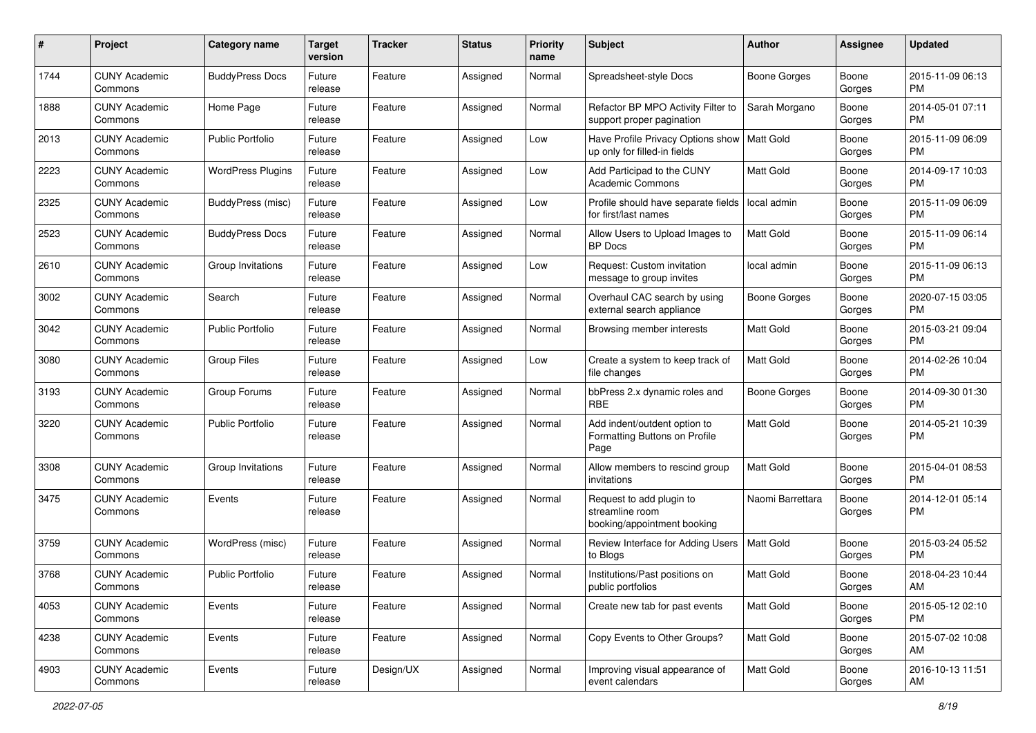| # | Project | Category name | Target version | Tracker | Status | Priority name | Subject | Author | Assignee | Updated |
|---|---|---|---|---|---|---|---|---|---|---|
| 1744 | CUNY Academic Commons | BuddyPress Docs | Future release | Feature | Assigned | Normal | Spreadsheet-style Docs | Boone Gorges | Boone Gorges | 2015-11-09 06:13 PM |
| 1888 | CUNY Academic Commons | Home Page | Future release | Feature | Assigned | Normal | Refactor BP MPO Activity Filter to support proper pagination | Sarah Morgano | Boone Gorges | 2014-05-01 07:11 PM |
| 2013 | CUNY Academic Commons | Public Portfolio | Future release | Feature | Assigned | Low | Have Profile Privacy Options show up only for filled-in fields | Matt Gold | Boone Gorges | 2015-11-09 06:09 PM |
| 2223 | CUNY Academic Commons | WordPress Plugins | Future release | Feature | Assigned | Low | Add Participad to the CUNY Academic Commons | Matt Gold | Boone Gorges | 2014-09-17 10:03 PM |
| 2325 | CUNY Academic Commons | BuddyPress (misc) | Future release | Feature | Assigned | Low | Profile should have separate fields for first/last names | local admin | Boone Gorges | 2015-11-09 06:09 PM |
| 2523 | CUNY Academic Commons | BuddyPress Docs | Future release | Feature | Assigned | Normal | Allow Users to Upload Images to BP Docs | Matt Gold | Boone Gorges | 2015-11-09 06:14 PM |
| 2610 | CUNY Academic Commons | Group Invitations | Future release | Feature | Assigned | Low | Request: Custom invitation message to group invites | local admin | Boone Gorges | 2015-11-09 06:13 PM |
| 3002 | CUNY Academic Commons | Search | Future release | Feature | Assigned | Normal | Overhaul CAC search by using external search appliance | Boone Gorges | Boone Gorges | 2020-07-15 03:05 PM |
| 3042 | CUNY Academic Commons | Public Portfolio | Future release | Feature | Assigned | Normal | Browsing member interests | Matt Gold | Boone Gorges | 2015-03-21 09:04 PM |
| 3080 | CUNY Academic Commons | Group Files | Future release | Feature | Assigned | Low | Create a system to keep track of file changes | Matt Gold | Boone Gorges | 2014-02-26 10:04 PM |
| 3193 | CUNY Academic Commons | Group Forums | Future release | Feature | Assigned | Normal | bbPress 2.x dynamic roles and RBE | Boone Gorges | Boone Gorges | 2014-09-30 01:30 PM |
| 3220 | CUNY Academic Commons | Public Portfolio | Future release | Feature | Assigned | Normal | Add indent/outdent option to Formatting Buttons on Profile Page | Matt Gold | Boone Gorges | 2014-05-21 10:39 PM |
| 3308 | CUNY Academic Commons | Group Invitations | Future release | Feature | Assigned | Normal | Allow members to rescind group invitations | Matt Gold | Boone Gorges | 2015-04-01 08:53 PM |
| 3475 | CUNY Academic Commons | Events | Future release | Feature | Assigned | Normal | Request to add plugin to streamline room booking/appointment booking | Naomi Barrettara | Boone Gorges | 2014-12-01 05:14 PM |
| 3759 | CUNY Academic Commons | WordPress (misc) | Future release | Feature | Assigned | Normal | Review Interface for Adding Users to Blogs | Matt Gold | Boone Gorges | 2015-03-24 05:52 PM |
| 3768 | CUNY Academic Commons | Public Portfolio | Future release | Feature | Assigned | Normal | Institutions/Past positions on public portfolios | Matt Gold | Boone Gorges | 2018-04-23 10:44 AM |
| 4053 | CUNY Academic Commons | Events | Future release | Feature | Assigned | Normal | Create new tab for past events | Matt Gold | Boone Gorges | 2015-05-12 02:10 PM |
| 4238 | CUNY Academic Commons | Events | Future release | Feature | Assigned | Normal | Copy Events to Other Groups? | Matt Gold | Boone Gorges | 2015-07-02 10:08 AM |
| 4903 | CUNY Academic Commons | Events | Future release | Design/UX | Assigned | Normal | Improving visual appearance of event calendars | Matt Gold | Boone Gorges | 2016-10-13 11:51 AM |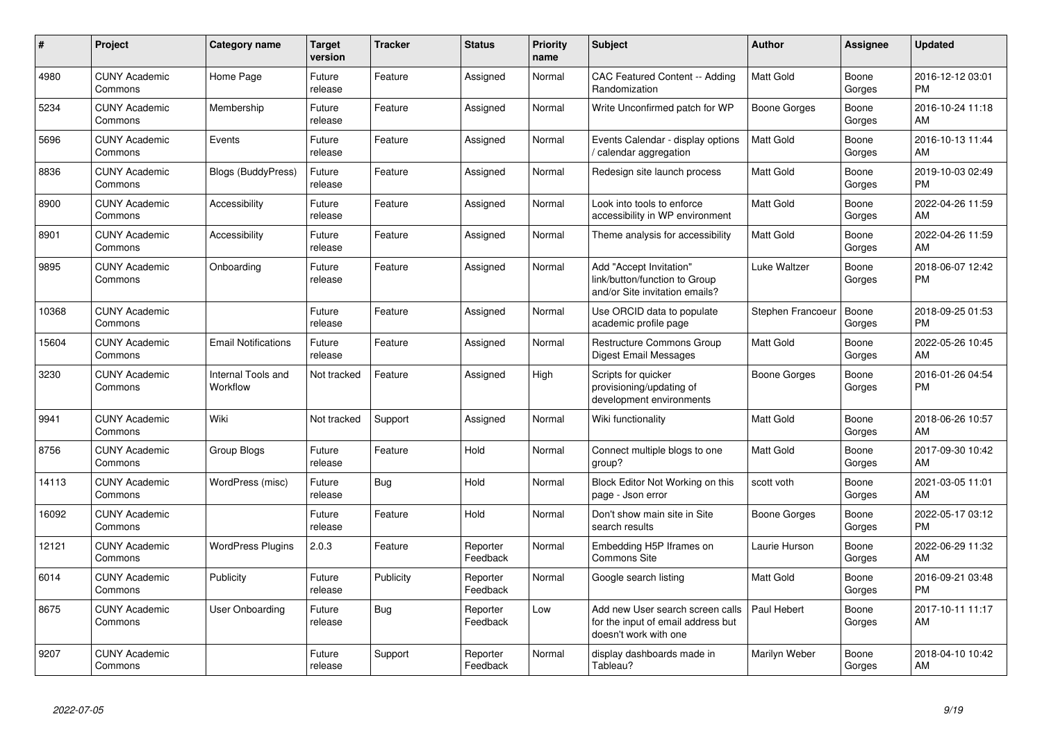| # | Project | Category name | Target version | Tracker | Status | Priority name | Subject | Author | Assignee | Updated |
|---|---|---|---|---|---|---|---|---|---|---|
| 4980 | CUNY Academic Commons | Home Page | Future release | Feature | Assigned | Normal | CAC Featured Content -- Adding Randomization | Matt Gold | Boone Gorges | 2016-12-12 03:01 PM |
| 5234 | CUNY Academic Commons | Membership | Future release | Feature | Assigned | Normal | Write Unconfirmed patch for WP | Boone Gorges | Boone Gorges | 2016-10-24 11:18 AM |
| 5696 | CUNY Academic Commons | Events | Future release | Feature | Assigned | Normal | Events Calendar - display options / calendar aggregation | Matt Gold | Boone Gorges | 2016-10-13 11:44 AM |
| 8836 | CUNY Academic Commons | Blogs (BuddyPress) | Future release | Feature | Assigned | Normal | Redesign site launch process | Matt Gold | Boone Gorges | 2019-10-03 02:49 PM |
| 8900 | CUNY Academic Commons | Accessibility | Future release | Feature | Assigned | Normal | Look into tools to enforce accessibility in WP environment | Matt Gold | Boone Gorges | 2022-04-26 11:59 AM |
| 8901 | CUNY Academic Commons | Accessibility | Future release | Feature | Assigned | Normal | Theme analysis for accessibility | Matt Gold | Boone Gorges | 2022-04-26 11:59 AM |
| 9895 | CUNY Academic Commons | Onboarding | Future release | Feature | Assigned | Normal | Add "Accept Invitation" link/button/function to Group and/or Site invitation emails? | Luke Waltzer | Boone Gorges | 2018-06-07 12:42 PM |
| 10368 | CUNY Academic Commons | | Future release | Feature | Assigned | Normal | Use ORCID data to populate academic profile page | Stephen Francoeur | Boone Gorges | 2018-09-25 01:53 PM |
| 15604 | CUNY Academic Commons | Email Notifications | Future release | Feature | Assigned | Normal | Restructure Commons Group Digest Email Messages | Matt Gold | Boone Gorges | 2022-05-26 10:45 AM |
| 3230 | CUNY Academic Commons | Internal Tools and Workflow | Not tracked | Feature | Assigned | High | Scripts for quicker provisioning/updating of development environments | Boone Gorges | Boone Gorges | 2016-01-26 04:54 PM |
| 9941 | CUNY Academic Commons | Wiki | Not tracked | Support | Assigned | Normal | Wiki functionality | Matt Gold | Boone Gorges | 2018-06-26 10:57 AM |
| 8756 | CUNY Academic Commons | Group Blogs | Future release | Feature | Hold | Normal | Connect multiple blogs to one group? | Matt Gold | Boone Gorges | 2017-09-30 10:42 AM |
| 14113 | CUNY Academic Commons | WordPress (misc) | Future release | Bug | Hold | Normal | Block Editor Not Working on this page - Json error | scott voth | Boone Gorges | 2021-03-05 11:01 AM |
| 16092 | CUNY Academic Commons | | Future release | Feature | Hold | Normal | Don't show main site in Site search results | Boone Gorges | Boone Gorges | 2022-05-17 03:12 PM |
| 12121 | CUNY Academic Commons | WordPress Plugins | 2.0.3 | Feature | Reporter Feedback | Normal | Embedding H5P Iframes on Commons Site | Laurie Hurson | Boone Gorges | 2022-06-29 11:32 AM |
| 6014 | CUNY Academic Commons | Publicity | Future release | Publicity | Reporter Feedback | Normal | Google search listing | Matt Gold | Boone Gorges | 2016-09-21 03:48 PM |
| 8675 | CUNY Academic Commons | User Onboarding | Future release | Bug | Reporter Feedback | Low | Add new User search screen calls for the input of email address but doesn't work with one | Paul Hebert | Boone Gorges | 2017-10-11 11:17 AM |
| 9207 | CUNY Academic Commons | | Future release | Support | Reporter Feedback | Normal | display dashboards made in Tableau? | Marilyn Weber | Boone Gorges | 2018-04-10 10:42 AM |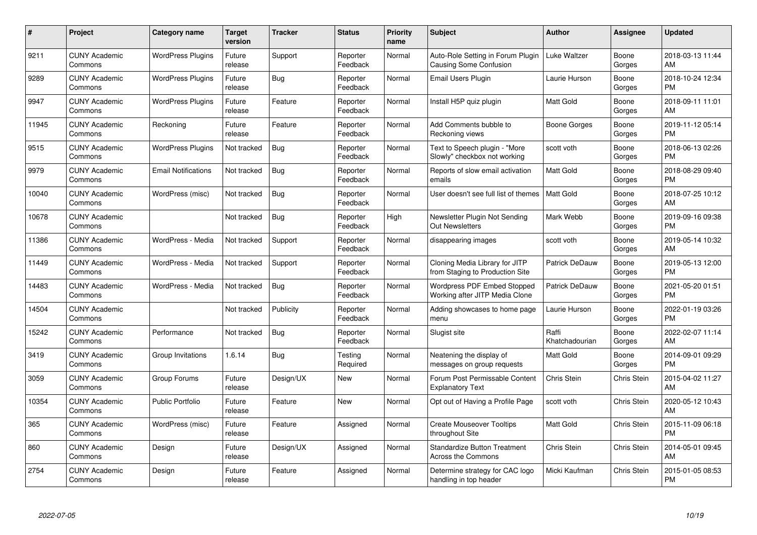| # | Project | Category name | Target version | Tracker | Status | Priority name | Subject | Author | Assignee | Updated |
|---|---|---|---|---|---|---|---|---|---|---|
| 9211 | CUNY Academic Commons | WordPress Plugins | Future release | Support | Reporter Feedback | Normal | Auto-Role Setting in Forum Plugin Causing Some Confusion | Luke Waltzer | Boone Gorges | 2018-03-13 11:44 AM |
| 9289 | CUNY Academic Commons | WordPress Plugins | Future release | Bug | Reporter Feedback | Normal | Email Users Plugin | Laurie Hurson | Boone Gorges | 2018-10-24 12:34 PM |
| 9947 | CUNY Academic Commons | WordPress Plugins | Future release | Feature | Reporter Feedback | Normal | Install H5P quiz plugin | Matt Gold | Boone Gorges | 2018-09-11 11:01 AM |
| 11945 | CUNY Academic Commons | Reckoning | Future release | Feature | Reporter Feedback | Normal | Add Comments bubble to Reckoning views | Boone Gorges | Boone Gorges | 2019-11-12 05:14 PM |
| 9515 | CUNY Academic Commons | WordPress Plugins | Not tracked | Bug | Reporter Feedback | Normal | Text to Speech plugin - "More Slowly" checkbox not working | scott voth | Boone Gorges | 2018-06-13 02:26 PM |
| 9979 | CUNY Academic Commons | Email Notifications | Not tracked | Bug | Reporter Feedback | Normal | Reports of slow email activation emails | Matt Gold | Boone Gorges | 2018-08-29 09:40 PM |
| 10040 | CUNY Academic Commons | WordPress (misc) | Not tracked | Bug | Reporter Feedback | Normal | User doesn't see full list of themes | Matt Gold | Boone Gorges | 2018-07-25 10:12 AM |
| 10678 | CUNY Academic Commons | | Not tracked | Bug | Reporter Feedback | High | Newsletter Plugin Not Sending Out Newsletters | Mark Webb | Boone Gorges | 2019-09-16 09:38 PM |
| 11386 | CUNY Academic Commons | WordPress - Media | Not tracked | Support | Reporter Feedback | Normal | disappearing images | scott voth | Boone Gorges | 2019-05-14 10:32 AM |
| 11449 | CUNY Academic Commons | WordPress - Media | Not tracked | Support | Reporter Feedback | Normal | Cloning Media Library for JITP from Staging to Production Site | Patrick DeDauw | Boone Gorges | 2019-05-13 12:00 PM |
| 14483 | CUNY Academic Commons | WordPress - Media | Not tracked | Bug | Reporter Feedback | Normal | Wordpress PDF Embed Stopped Working after JITP Media Clone | Patrick DeDauw | Boone Gorges | 2021-05-20 01:51 PM |
| 14504 | CUNY Academic Commons | | Not tracked | Publicity | Reporter Feedback | Normal | Adding showcases to home page menu | Laurie Hurson | Boone Gorges | 2022-01-19 03:26 PM |
| 15242 | CUNY Academic Commons | Performance | Not tracked | Bug | Reporter Feedback | Normal | Slugist site | Raffi Khatchadourian | Boone Gorges | 2022-02-07 11:14 AM |
| 3419 | CUNY Academic Commons | Group Invitations | 1.6.14 | Bug | Testing Required | Normal | Neatening the display of messages on group requests | Matt Gold | Boone Gorges | 2014-09-01 09:29 PM |
| 3059 | CUNY Academic Commons | Group Forums | Future release | Design/UX | New | Normal | Forum Post Permissable Content Explanatory Text | Chris Stein | Chris Stein | 2015-04-02 11:27 AM |
| 10354 | CUNY Academic Commons | Public Portfolio | Future release | Feature | New | Normal | Opt out of Having a Profile Page | scott voth | Chris Stein | 2020-05-12 10:43 AM |
| 365 | CUNY Academic Commons | WordPress (misc) | Future release | Feature | Assigned | Normal | Create Mouseover Tooltips throughout Site | Matt Gold | Chris Stein | 2015-11-09 06:18 PM |
| 860 | CUNY Academic Commons | Design | Future release | Design/UX | Assigned | Normal | Standardize Button Treatment Across the Commons | Chris Stein | Chris Stein | 2014-05-01 09:45 AM |
| 2754 | CUNY Academic Commons | Design | Future release | Feature | Assigned | Normal | Determine strategy for CAC logo handling in top header | Micki Kaufman | Chris Stein | 2015-01-05 08:53 PM |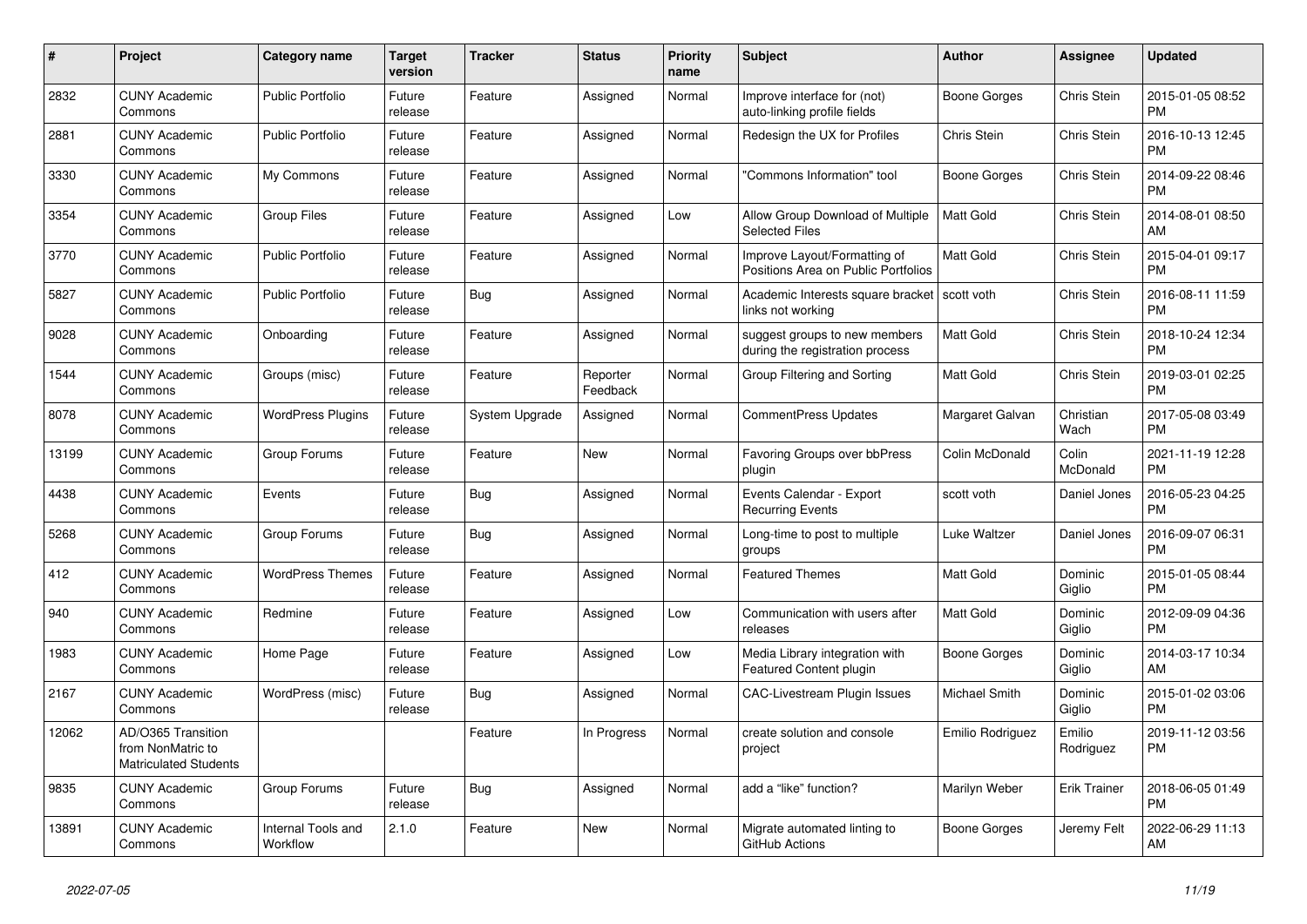| # | Project | Category name | Target version | Tracker | Status | Priority name | Subject | Author | Assignee | Updated |
|---|---|---|---|---|---|---|---|---|---|---|
| 2832 | CUNY Academic Commons | Public Portfolio | Future release | Feature | Assigned | Normal | Improve interface for (not) auto-linking profile fields | Boone Gorges | Chris Stein | 2015-01-05 08:52 PM |
| 2881 | CUNY Academic Commons | Public Portfolio | Future release | Feature | Assigned | Normal | Redesign the UX for Profiles | Chris Stein | Chris Stein | 2016-10-13 12:45 PM |
| 3330 | CUNY Academic Commons | My Commons | Future release | Feature | Assigned | Normal | "Commons Information" tool | Boone Gorges | Chris Stein | 2014-09-22 08:46 PM |
| 3354 | CUNY Academic Commons | Group Files | Future release | Feature | Assigned | Low | Allow Group Download of Multiple Selected Files | Matt Gold | Chris Stein | 2014-08-01 08:50 AM |
| 3770 | CUNY Academic Commons | Public Portfolio | Future release | Feature | Assigned | Normal | Improve Layout/Formatting of Positions Area on Public Portfolios | Matt Gold | Chris Stein | 2015-04-01 09:17 PM |
| 5827 | CUNY Academic Commons | Public Portfolio | Future release | Bug | Assigned | Normal | Academic Interests square bracket links not working | scott voth | Chris Stein | 2016-08-11 11:59 PM |
| 9028 | CUNY Academic Commons | Onboarding | Future release | Feature | Assigned | Normal | suggest groups to new members during the registration process | Matt Gold | Chris Stein | 2018-10-24 12:34 PM |
| 1544 | CUNY Academic Commons | Groups (misc) | Future release | Feature | Reporter Feedback | Normal | Group Filtering and Sorting | Matt Gold | Chris Stein | 2019-03-01 02:25 PM |
| 8078 | CUNY Academic Commons | WordPress Plugins | Future release | System Upgrade | Assigned | Normal | CommentPress Updates | Margaret Galvan | Christian Wach | 2017-05-08 03:49 PM |
| 13199 | CUNY Academic Commons | Group Forums | Future release | Feature | New | Normal | Favoring Groups over bbPress plugin | Colin McDonald | Colin McDonald | 2021-11-19 12:28 PM |
| 4438 | CUNY Academic Commons | Events | Future release | Bug | Assigned | Normal | Events Calendar - Export Recurring Events | scott voth | Daniel Jones | 2016-05-23 04:25 PM |
| 5268 | CUNY Academic Commons | Group Forums | Future release | Bug | Assigned | Normal | Long-time to post to multiple groups | Luke Waltzer | Daniel Jones | 2016-09-07 06:31 PM |
| 412 | CUNY Academic Commons | WordPress Themes | Future release | Feature | Assigned | Normal | Featured Themes | Matt Gold | Dominic Giglio | 2015-01-05 08:44 PM |
| 940 | CUNY Academic Commons | Redmine | Future release | Feature | Assigned | Low | Communication with users after releases | Matt Gold | Dominic Giglio | 2012-09-09 04:36 PM |
| 1983 | CUNY Academic Commons | Home Page | Future release | Feature | Assigned | Low | Media Library integration with Featured Content plugin | Boone Gorges | Dominic Giglio | 2014-03-17 10:34 AM |
| 2167 | CUNY Academic Commons | WordPress (misc) | Future release | Bug | Assigned | Normal | CAC-Livestream Plugin Issues | Michael Smith | Dominic Giglio | 2015-01-02 03:06 PM |
| 12062 | AD/O365 Transition from NonMatric to Matriculated Students | | | Feature | In Progress | Normal | create solution and console project | Emilio Rodriguez | Emilio Rodriguez | 2019-11-12 03:56 PM |
| 9835 | CUNY Academic Commons | Group Forums | Future release | Bug | Assigned | Normal | add a “like” function? | Marilyn Weber | Erik Trainer | 2018-06-05 01:49 PM |
| 13891 | CUNY Academic Commons | Internal Tools and Workflow | 2.1.0 | Feature | New | Normal | Migrate automated linting to GitHub Actions | Boone Gorges | Jeremy Felt | 2022-06-29 11:13 AM |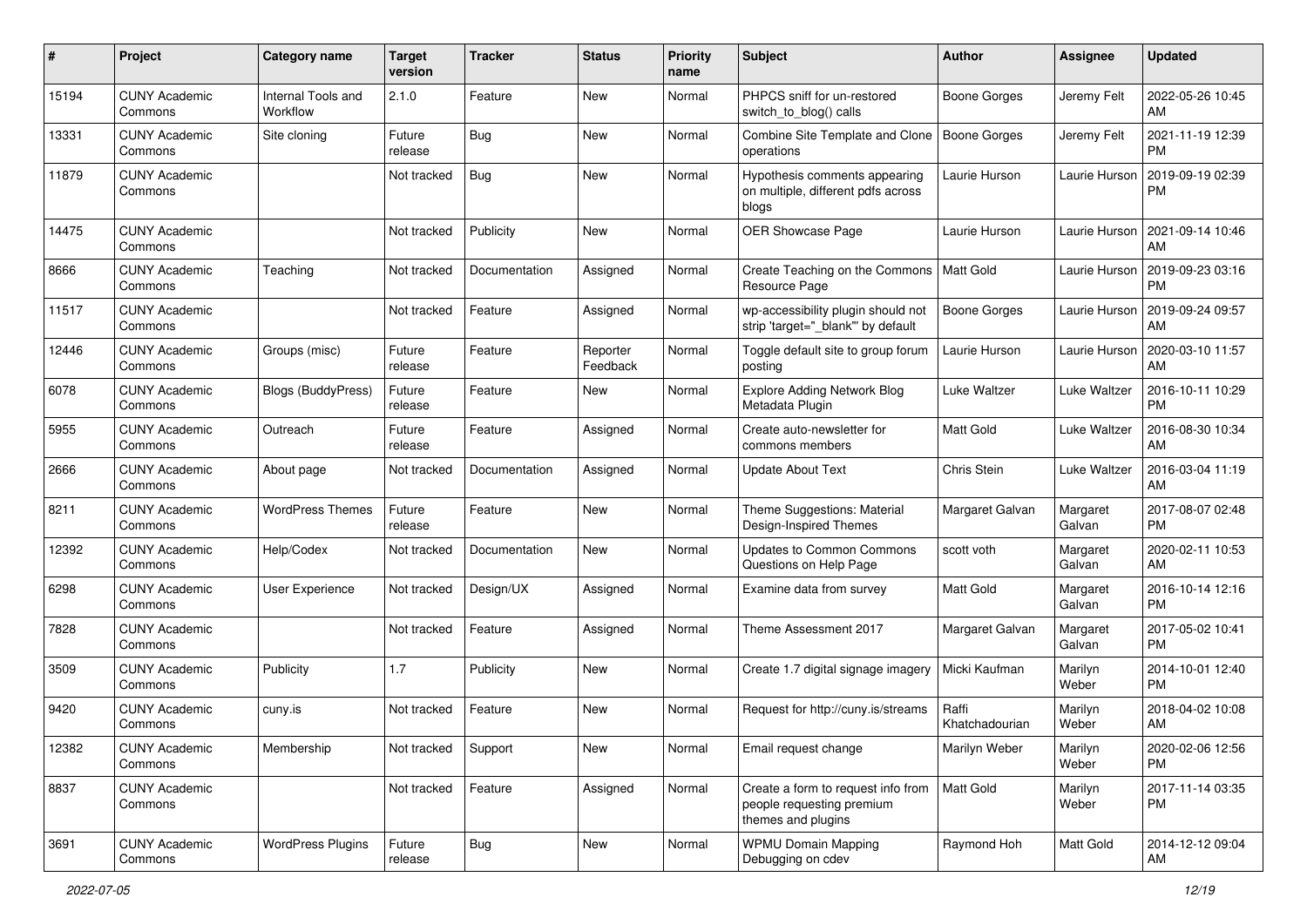| # | Project | Category name | Target version | Tracker | Status | Priority name | Subject | Author | Assignee | Updated |
|---|---|---|---|---|---|---|---|---|---|---|
| 15194 | CUNY Academic Commons | Internal Tools and Workflow | 2.1.0 | Feature | New | Normal | PHPCS sniff for un-restored switch_to_blog() calls | Boone Gorges | Jeremy Felt | 2022-05-26 10:45 AM |
| 13331 | CUNY Academic Commons | Site cloning | Future release | Bug | New | Normal | Combine Site Template and Clone operations | Boone Gorges | Jeremy Felt | 2021-11-19 12:39 PM |
| 11879 | CUNY Academic Commons | | Not tracked | Bug | New | Normal | Hypothesis comments appearing on multiple, different pdfs across blogs | Laurie Hurson | Laurie Hurson | 2019-09-19 02:39 PM |
| 14475 | CUNY Academic Commons | | Not tracked | Publicity | New | Normal | OER Showcase Page | Laurie Hurson | Laurie Hurson | 2021-09-14 10:46 AM |
| 8666 | CUNY Academic Commons | Teaching | Not tracked | Documentation | Assigned | Normal | Create Teaching on the Commons Resource Page | Matt Gold | Laurie Hurson | 2019-09-23 03:16 PM |
| 11517 | CUNY Academic Commons | | Not tracked | Feature | Assigned | Normal | wp-accessibility plugin should not strip 'target="_blank"' by default | Boone Gorges | Laurie Hurson | 2019-09-24 09:57 AM |
| 12446 | CUNY Academic Commons | Groups (misc) | Future release | Feature | Reporter Feedback | Normal | Toggle default site to group forum posting | Laurie Hurson | Laurie Hurson | 2020-03-10 11:57 AM |
| 6078 | CUNY Academic Commons | Blogs (BuddyPress) | Future release | Feature | New | Normal | Explore Adding Network Blog Metadata Plugin | Luke Waltzer | Luke Waltzer | 2016-10-11 10:29 PM |
| 5955 | CUNY Academic Commons | Outreach | Future release | Feature | Assigned | Normal | Create auto-newsletter for commons members | Matt Gold | Luke Waltzer | 2016-08-30 10:34 AM |
| 2666 | CUNY Academic Commons | About page | Not tracked | Documentation | Assigned | Normal | Update About Text | Chris Stein | Luke Waltzer | 2016-03-04 11:19 AM |
| 8211 | CUNY Academic Commons | WordPress Themes | Future release | Feature | New | Normal | Theme Suggestions: Material Design-Inspired Themes | Margaret Galvan | Margaret Galvan | 2017-08-07 02:48 PM |
| 12392 | CUNY Academic Commons | Help/Codex | Not tracked | Documentation | New | Normal | Updates to Common Commons Questions on Help Page | scott voth | Margaret Galvan | 2020-02-11 10:53 AM |
| 6298 | CUNY Academic Commons | User Experience | Not tracked | Design/UX | Assigned | Normal | Examine data from survey | Matt Gold | Margaret Galvan | 2016-10-14 12:16 PM |
| 7828 | CUNY Academic Commons | | Not tracked | Feature | Assigned | Normal | Theme Assessment 2017 | Margaret Galvan | Margaret Galvan | 2017-05-02 10:41 PM |
| 3509 | CUNY Academic Commons | Publicity | 1.7 | Publicity | New | Normal | Create 1.7 digital signage imagery | Micki Kaufman | Marilyn Weber | 2014-10-01 12:40 PM |
| 9420 | CUNY Academic Commons | cuny.is | Not tracked | Feature | New | Normal | Request for http://cuny.is/streams | Raffi Khatchadourian | Marilyn Weber | 2018-04-02 10:08 AM |
| 12382 | CUNY Academic Commons | Membership | Not tracked | Support | New | Normal | Email request change | Marilyn Weber | Marilyn Weber | 2020-02-06 12:56 PM |
| 8837 | CUNY Academic Commons | | Not tracked | Feature | Assigned | Normal | Create a form to request info from people requesting premium themes and plugins | Matt Gold | Marilyn Weber | 2017-11-14 03:35 PM |
| 3691 | CUNY Academic Commons | WordPress Plugins | Future release | Bug | New | Normal | WPMU Domain Mapping Debugging on cdev | Raymond Hoh | Matt Gold | 2014-12-12 09:04 AM |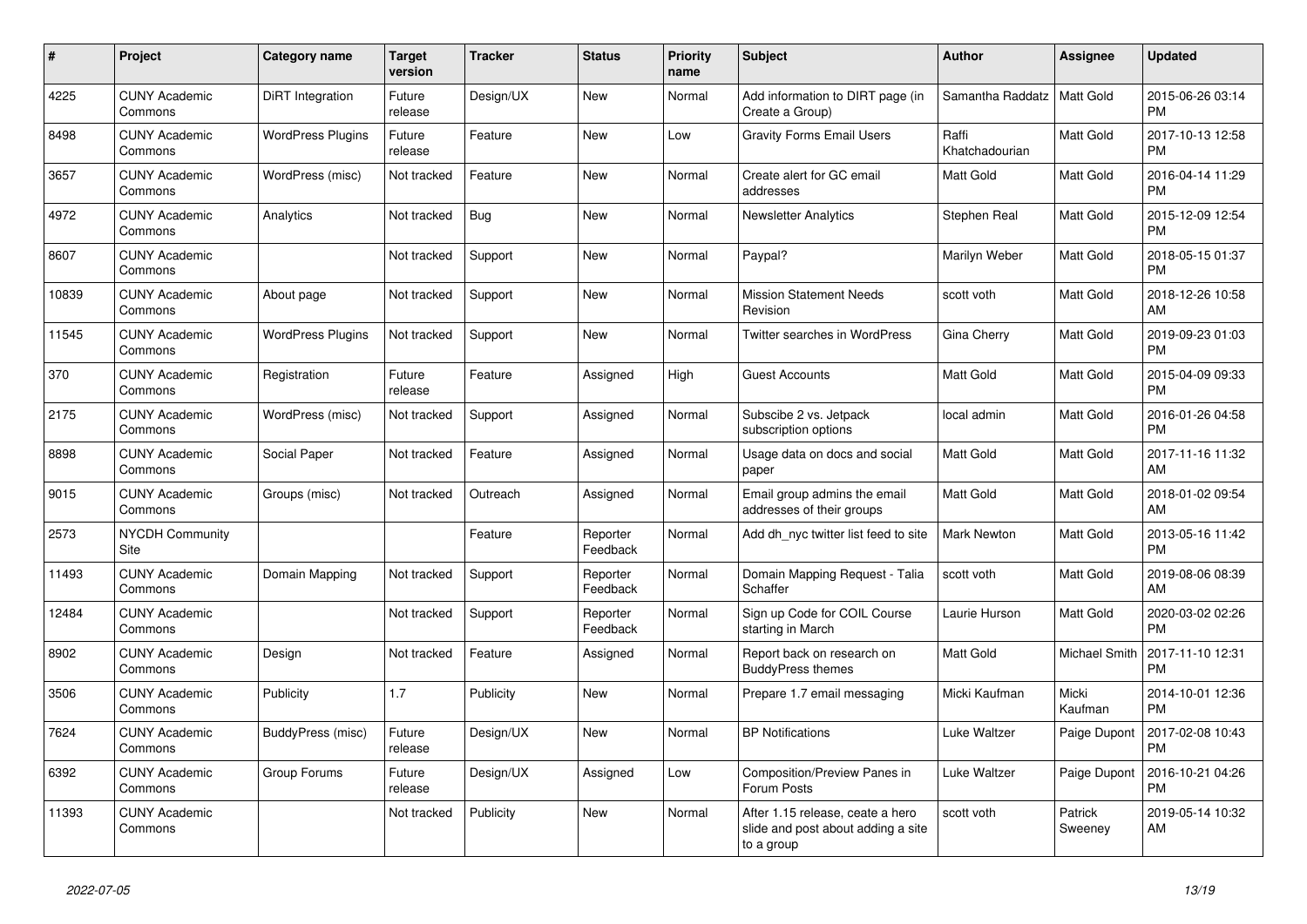| # | Project | Category name | Target version | Tracker | Status | Priority name | Subject | Author | Assignee | Updated |
|---|---|---|---|---|---|---|---|---|---|---|
| 4225 | CUNY Academic Commons | DiRT Integration | Future release | Design/UX | New | Normal | Add information to DIRT page (in Create a Group) | Samantha Raddatz | Matt Gold | 2015-06-26 03:14 PM |
| 8498 | CUNY Academic Commons | WordPress Plugins | Future release | Feature | New | Low | Gravity Forms Email Users | Raffi Khatchadourian | Matt Gold | 2017-10-13 12:58 PM |
| 3657 | CUNY Academic Commons | WordPress (misc) | Not tracked | Feature | New | Normal | Create alert for GC email addresses | Matt Gold | Matt Gold | 2016-04-14 11:29 PM |
| 4972 | CUNY Academic Commons | Analytics | Not tracked | Bug | New | Normal | Newsletter Analytics | Stephen Real | Matt Gold | 2015-12-09 12:54 PM |
| 8607 | CUNY Academic Commons | | Not tracked | Support | New | Normal | Paypal? | Marilyn Weber | Matt Gold | 2018-05-15 01:37 PM |
| 10839 | CUNY Academic Commons | About page | Not tracked | Support | New | Normal | Mission Statement Needs Revision | scott voth | Matt Gold | 2018-12-26 10:58 AM |
| 11545 | CUNY Academic Commons | WordPress Plugins | Not tracked | Support | New | Normal | Twitter searches in WordPress | Gina Cherry | Matt Gold | 2019-09-23 01:03 PM |
| 370 | CUNY Academic Commons | Registration | Future release | Feature | Assigned | High | Guest Accounts | Matt Gold | Matt Gold | 2015-04-09 09:33 PM |
| 2175 | CUNY Academic Commons | WordPress (misc) | Not tracked | Support | Assigned | Normal | Subscibe 2 vs. Jetpack subscription options | local admin | Matt Gold | 2016-01-26 04:58 PM |
| 8898 | CUNY Academic Commons | Social Paper | Not tracked | Feature | Assigned | Normal | Usage data on docs and social paper | Matt Gold | Matt Gold | 2017-11-16 11:32 AM |
| 9015 | CUNY Academic Commons | Groups (misc) | Not tracked | Outreach | Assigned | Normal | Email group admins the email addresses of their groups | Matt Gold | Matt Gold | 2018-01-02 09:54 AM |
| 2573 | NYCDH Community Site | | | Feature | Reporter Feedback | Normal | Add dh_nyc twitter list feed to site | Mark Newton | Matt Gold | 2013-05-16 11:42 PM |
| 11493 | CUNY Academic Commons | Domain Mapping | Not tracked | Support | Reporter Feedback | Normal | Domain Mapping Request - Talia Schaffer | scott voth | Matt Gold | 2019-08-06 08:39 AM |
| 12484 | CUNY Academic Commons | | Not tracked | Support | Reporter Feedback | Normal | Sign up Code for COIL Course starting in March | Laurie Hurson | Matt Gold | 2020-03-02 02:26 PM |
| 8902 | CUNY Academic Commons | Design | Not tracked | Feature | Assigned | Normal | Report back on research on BuddyPress themes | Matt Gold | Michael Smith | 2017-11-10 12:31 PM |
| 3506 | CUNY Academic Commons | Publicity | 1.7 | Publicity | New | Normal | Prepare 1.7 email messaging | Micki Kaufman | Micki Kaufman | 2014-10-01 12:36 PM |
| 7624 | CUNY Academic Commons | BuddyPress (misc) | Future release | Design/UX | New | Normal | BP Notifications | Luke Waltzer | Paige Dupont | 2017-02-08 10:43 PM |
| 6392 | CUNY Academic Commons | Group Forums | Future release | Design/UX | Assigned | Low | Composition/Preview Panes in Forum Posts | Luke Waltzer | Paige Dupont | 2016-10-21 04:26 PM |
| 11393 | CUNY Academic Commons | | Not tracked | Publicity | New | Normal | After 1.15 release, ceate a hero slide and post about adding a site to a group | scott voth | Patrick Sweeney | 2019-05-14 10:32 AM |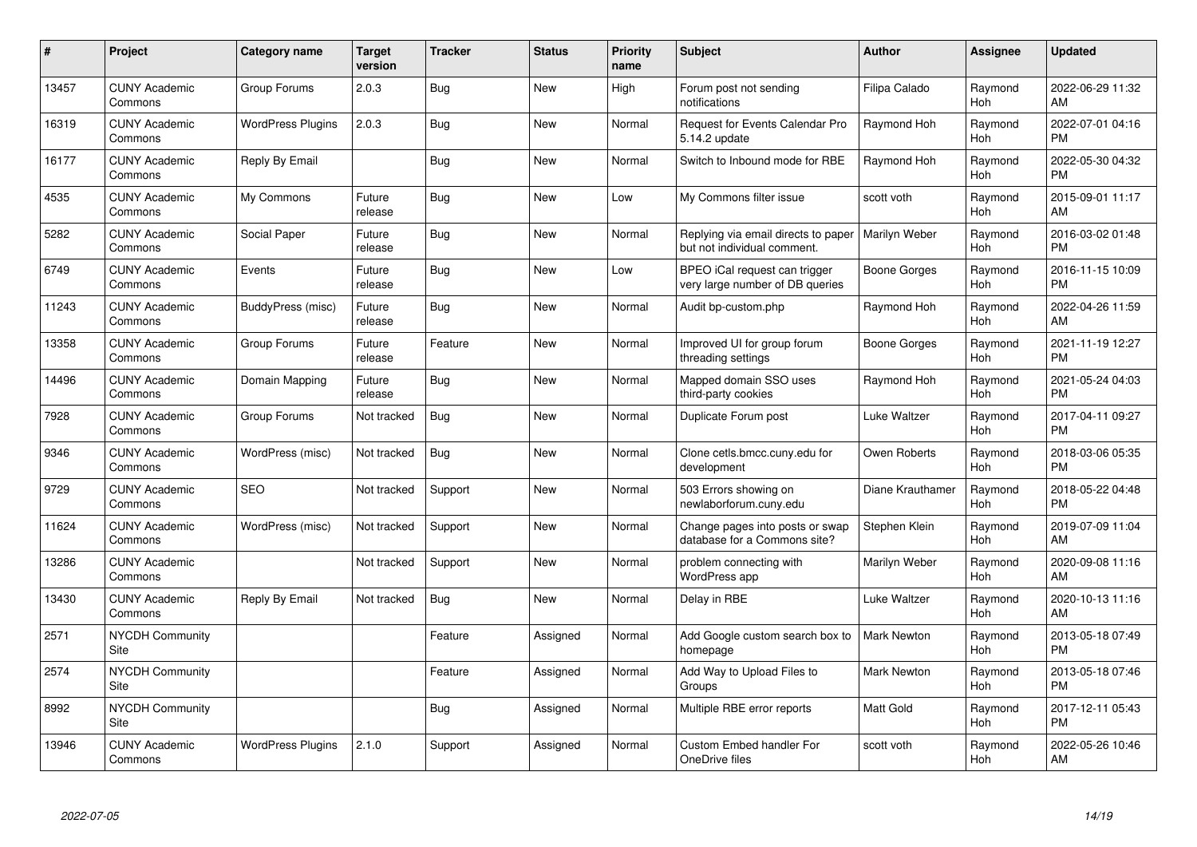| # | Project | Category name | Target version | Tracker | Status | Priority name | Subject | Author | Assignee | Updated |
| --- | --- | --- | --- | --- | --- | --- | --- | --- | --- | --- |
| 13457 | CUNY Academic Commons | Group Forums | 2.0.3 | Bug | New | High | Forum post not sending notifications | Filipa Calado | Raymond Hoh | 2022-06-29 11:32 AM |
| 16319 | CUNY Academic Commons | WordPress Plugins | 2.0.3 | Bug | New | Normal | Request for Events Calendar Pro 5.14.2 update | Raymond Hoh | Raymond Hoh | 2022-07-01 04:16 PM |
| 16177 | CUNY Academic Commons | Reply By Email | | Bug | New | Normal | Switch to Inbound mode for RBE | Raymond Hoh | Raymond Hoh | 2022-05-30 04:32 PM |
| 4535 | CUNY Academic Commons | My Commons | Future release | Bug | New | Low | My Commons filter issue | scott voth | Raymond Hoh | 2015-09-01 11:17 AM |
| 5282 | CUNY Academic Commons | Social Paper | Future release | Bug | New | Normal | Replying via email directs to paper but not individual comment. | Marilyn Weber | Raymond Hoh | 2016-03-02 01:48 PM |
| 6749 | CUNY Academic Commons | Events | Future release | Bug | New | Low | BPEO iCal request can trigger very large number of DB queries | Boone Gorges | Raymond Hoh | 2016-11-15 10:09 PM |
| 11243 | CUNY Academic Commons | BuddyPress (misc) | Future release | Bug | New | Normal | Audit bp-custom.php | Raymond Hoh | Raymond Hoh | 2022-04-26 11:59 AM |
| 13358 | CUNY Academic Commons | Group Forums | Future release | Feature | New | Normal | Improved UI for group forum threading settings | Boone Gorges | Raymond Hoh | 2021-11-19 12:27 PM |
| 14496 | CUNY Academic Commons | Domain Mapping | Future release | Bug | New | Normal | Mapped domain SSO uses third-party cookies | Raymond Hoh | Raymond Hoh | 2021-05-24 04:03 PM |
| 7928 | CUNY Academic Commons | Group Forums | Not tracked | Bug | New | Normal | Duplicate Forum post | Luke Waltzer | Raymond Hoh | 2017-04-11 09:27 PM |
| 9346 | CUNY Academic Commons | WordPress (misc) | Not tracked | Bug | New | Normal | Clone cetls.bmcc.cuny.edu for development | Owen Roberts | Raymond Hoh | 2018-03-06 05:35 PM |
| 9729 | CUNY Academic Commons | SEO | Not tracked | Support | New | Normal | 503 Errors showing on newlaborforum.cuny.edu | Diane Krauthamer | Raymond Hoh | 2018-05-22 04:48 PM |
| 11624 | CUNY Academic Commons | WordPress (misc) | Not tracked | Support | New | Normal | Change pages into posts or swap database for a Commons site? | Stephen Klein | Raymond Hoh | 2019-07-09 11:04 AM |
| 13286 | CUNY Academic Commons | | Not tracked | Support | New | Normal | problem connecting with WordPress app | Marilyn Weber | Raymond Hoh | 2020-09-08 11:16 AM |
| 13430 | CUNY Academic Commons | Reply By Email | Not tracked | Bug | New | Normal | Delay in RBE | Luke Waltzer | Raymond Hoh | 2020-10-13 11:16 AM |
| 2571 | NYCDH Community Site | | | Feature | Assigned | Normal | Add Google custom search box to homepage | Mark Newton | Raymond Hoh | 2013-05-18 07:49 PM |
| 2574 | NYCDH Community Site | | | Feature | Assigned | Normal | Add Way to Upload Files to Groups | Mark Newton | Raymond Hoh | 2013-05-18 07:46 PM |
| 8992 | NYCDH Community Site | | | Bug | Assigned | Normal | Multiple RBE error reports | Matt Gold | Raymond Hoh | 2017-12-11 05:43 PM |
| 13946 | CUNY Academic Commons | WordPress Plugins | 2.1.0 | Support | Assigned | Normal | Custom Embed handler For OneDrive files | scott voth | Raymond Hoh | 2022-05-26 10:46 AM |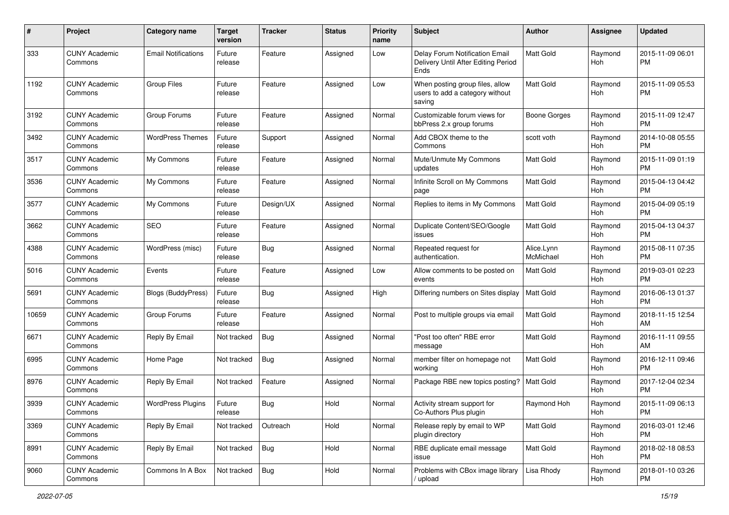| # | Project | Category name | Target version | Tracker | Status | Priority name | Subject | Author | Assignee | Updated |
|---|---|---|---|---|---|---|---|---|---|---|
| 333 | CUNY Academic Commons | Email Notifications | Future release | Feature | Assigned | Low | Delay Forum Notification Email Delivery Until After Editing Period Ends | Matt Gold | Raymond Hoh | 2015-11-09 06:01 PM |
| 1192 | CUNY Academic Commons | Group Files | Future release | Feature | Assigned | Low | When posting group files, allow users to add a category without saving | Matt Gold | Raymond Hoh | 2015-11-09 05:53 PM |
| 3192 | CUNY Academic Commons | Group Forums | Future release | Feature | Assigned | Normal | Customizable forum views for bbPress 2.x group forums | Boone Gorges | Raymond Hoh | 2015-11-09 12:47 PM |
| 3492 | CUNY Academic Commons | WordPress Themes | Future release | Support | Assigned | Normal | Add CBOX theme to the Commons | scott voth | Raymond Hoh | 2014-10-08 05:55 PM |
| 3517 | CUNY Academic Commons | My Commons | Future release | Feature | Assigned | Normal | Mute/Unmute My Commons updates | Matt Gold | Raymond Hoh | 2015-11-09 01:19 PM |
| 3536 | CUNY Academic Commons | My Commons | Future release | Feature | Assigned | Normal | Infinite Scroll on My Commons page | Matt Gold | Raymond Hoh | 2015-04-13 04:42 PM |
| 3577 | CUNY Academic Commons | My Commons | Future release | Design/UX | Assigned | Normal | Replies to items in My Commons | Matt Gold | Raymond Hoh | 2015-04-09 05:19 PM |
| 3662 | CUNY Academic Commons | SEO | Future release | Feature | Assigned | Normal | Duplicate Content/SEO/Google issues | Matt Gold | Raymond Hoh | 2015-04-13 04:37 PM |
| 4388 | CUNY Academic Commons | WordPress (misc) | Future release | Bug | Assigned | Normal | Repeated request for authentication. | Alice.Lynn McMichael | Raymond Hoh | 2015-08-11 07:35 PM |
| 5016 | CUNY Academic Commons | Events | Future release | Feature | Assigned | Low | Allow comments to be posted on events | Matt Gold | Raymond Hoh | 2019-03-01 02:23 PM |
| 5691 | CUNY Academic Commons | Blogs (BuddyPress) | Future release | Bug | Assigned | High | Differing numbers on Sites display | Matt Gold | Raymond Hoh | 2016-06-13 01:37 PM |
| 10659 | CUNY Academic Commons | Group Forums | Future release | Feature | Assigned | Normal | Post to multiple groups via email | Matt Gold | Raymond Hoh | 2018-11-15 12:54 AM |
| 6671 | CUNY Academic Commons | Reply By Email | Not tracked | Bug | Assigned | Normal | "Post too often" RBE error message | Matt Gold | Raymond Hoh | 2016-11-11 09:55 AM |
| 6995 | CUNY Academic Commons | Home Page | Not tracked | Bug | Assigned | Normal | member filter on homepage not working | Matt Gold | Raymond Hoh | 2016-12-11 09:46 PM |
| 8976 | CUNY Academic Commons | Reply By Email | Not tracked | Feature | Assigned | Normal | Package RBE new topics posting? | Matt Gold | Raymond Hoh | 2017-12-04 02:34 PM |
| 3939 | CUNY Academic Commons | WordPress Plugins | Future release | Bug | Hold | Normal | Activity stream support for Co-Authors Plus plugin | Raymond Hoh | Raymond Hoh | 2015-11-09 06:13 PM |
| 3369 | CUNY Academic Commons | Reply By Email | Not tracked | Outreach | Hold | Normal | Release reply by email to WP plugin directory | Matt Gold | Raymond Hoh | 2016-03-01 12:46 PM |
| 8991 | CUNY Academic Commons | Reply By Email | Not tracked | Bug | Hold | Normal | RBE duplicate email message issue | Matt Gold | Raymond Hoh | 2018-02-18 08:53 PM |
| 9060 | CUNY Academic Commons | Commons In A Box | Not tracked | Bug | Hold | Normal | Problems with CBox image library / upload | Lisa Rhody | Raymond Hoh | 2018-01-10 03:26 PM |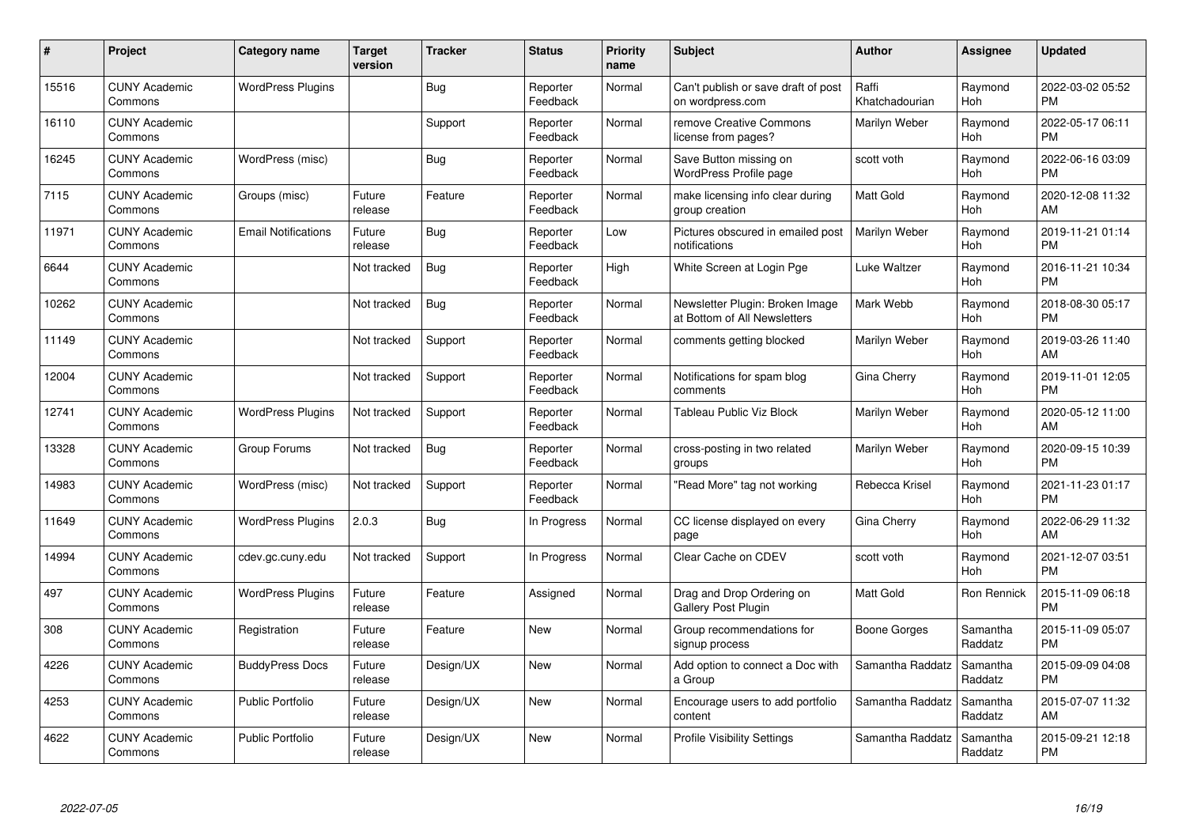| # | Project | Category name | Target version | Tracker | Status | Priority name | Subject | Author | Assignee | Updated |
|---|---|---|---|---|---|---|---|---|---|---|
| 15516 | CUNY Academic Commons | WordPress Plugins | | Bug | Reporter Feedback | Normal | Can't publish or save draft of post on wordpress.com | Raffi Khatchadourian | Raymond Hoh | 2022-03-02 05:52 PM |
| 16110 | CUNY Academic Commons | | | Support | Reporter Feedback | Normal | remove Creative Commons license from pages? | Marilyn Weber | Raymond Hoh | 2022-05-17 06:11 PM |
| 16245 | CUNY Academic Commons | WordPress (misc) | | Bug | Reporter Feedback | Normal | Save Button missing on WordPress Profile page | scott voth | Raymond Hoh | 2022-06-16 03:09 PM |
| 7115 | CUNY Academic Commons | Groups (misc) | Future release | Feature | Reporter Feedback | Normal | make licensing info clear during group creation | Matt Gold | Raymond Hoh | 2020-12-08 11:32 AM |
| 11971 | CUNY Academic Commons | Email Notifications | Future release | Bug | Reporter Feedback | Low | Pictures obscured in emailed post notifications | Marilyn Weber | Raymond Hoh | 2019-11-21 01:14 PM |
| 6644 | CUNY Academic Commons | | Not tracked | Bug | Reporter Feedback | High | White Screen at Login Pge | Luke Waltzer | Raymond Hoh | 2016-11-21 10:34 PM |
| 10262 | CUNY Academic Commons | | Not tracked | Bug | Reporter Feedback | Normal | Newsletter Plugin: Broken Image at Bottom of All Newsletters | Mark Webb | Raymond Hoh | 2018-08-30 05:17 PM |
| 11149 | CUNY Academic Commons | | Not tracked | Support | Reporter Feedback | Normal | comments getting blocked | Marilyn Weber | Raymond Hoh | 2019-03-26 11:40 AM |
| 12004 | CUNY Academic Commons | | Not tracked | Support | Reporter Feedback | Normal | Notifications for spam blog comments | Gina Cherry | Raymond Hoh | 2019-11-01 12:05 PM |
| 12741 | CUNY Academic Commons | WordPress Plugins | Not tracked | Support | Reporter Feedback | Normal | Tableau Public Viz Block | Marilyn Weber | Raymond Hoh | 2020-05-12 11:00 AM |
| 13328 | CUNY Academic Commons | Group Forums | Not tracked | Bug | Reporter Feedback | Normal | cross-posting in two related groups | Marilyn Weber | Raymond Hoh | 2020-09-15 10:39 PM |
| 14983 | CUNY Academic Commons | WordPress (misc) | Not tracked | Support | Reporter Feedback | Normal | "Read More" tag not working | Rebecca Krisel | Raymond Hoh | 2021-11-23 01:17 PM |
| 11649 | CUNY Academic Commons | WordPress Plugins | 2.0.3 | Bug | In Progress | Normal | CC license displayed on every page | Gina Cherry | Raymond Hoh | 2022-06-29 11:32 AM |
| 14994 | CUNY Academic Commons | cdev.gc.cuny.edu | Not tracked | Support | In Progress | Normal | Clear Cache on CDEV | scott voth | Raymond Hoh | 2021-12-07 03:51 PM |
| 497 | CUNY Academic Commons | WordPress Plugins | Future release | Feature | Assigned | Normal | Drag and Drop Ordering on Gallery Post Plugin | Matt Gold | Ron Rennick | 2015-11-09 06:18 PM |
| 308 | CUNY Academic Commons | Registration | Future release | Feature | New | Normal | Group recommendations for signup process | Boone Gorges | Samantha Raddatz | 2015-11-09 05:07 PM |
| 4226 | CUNY Academic Commons | BuddyPress Docs | Future release | Design/UX | New | Normal | Add option to connect a Doc with a Group | Samantha Raddatz | Samantha Raddatz | 2015-09-09 04:08 PM |
| 4253 | CUNY Academic Commons | Public Portfolio | Future release | Design/UX | New | Normal | Encourage users to add portfolio content | Samantha Raddatz | Samantha Raddatz | 2015-07-07 11:32 AM |
| 4622 | CUNY Academic Commons | Public Portfolio | Future release | Design/UX | New | Normal | Profile Visibility Settings | Samantha Raddatz | Samantha Raddatz | 2015-09-21 12:18 PM |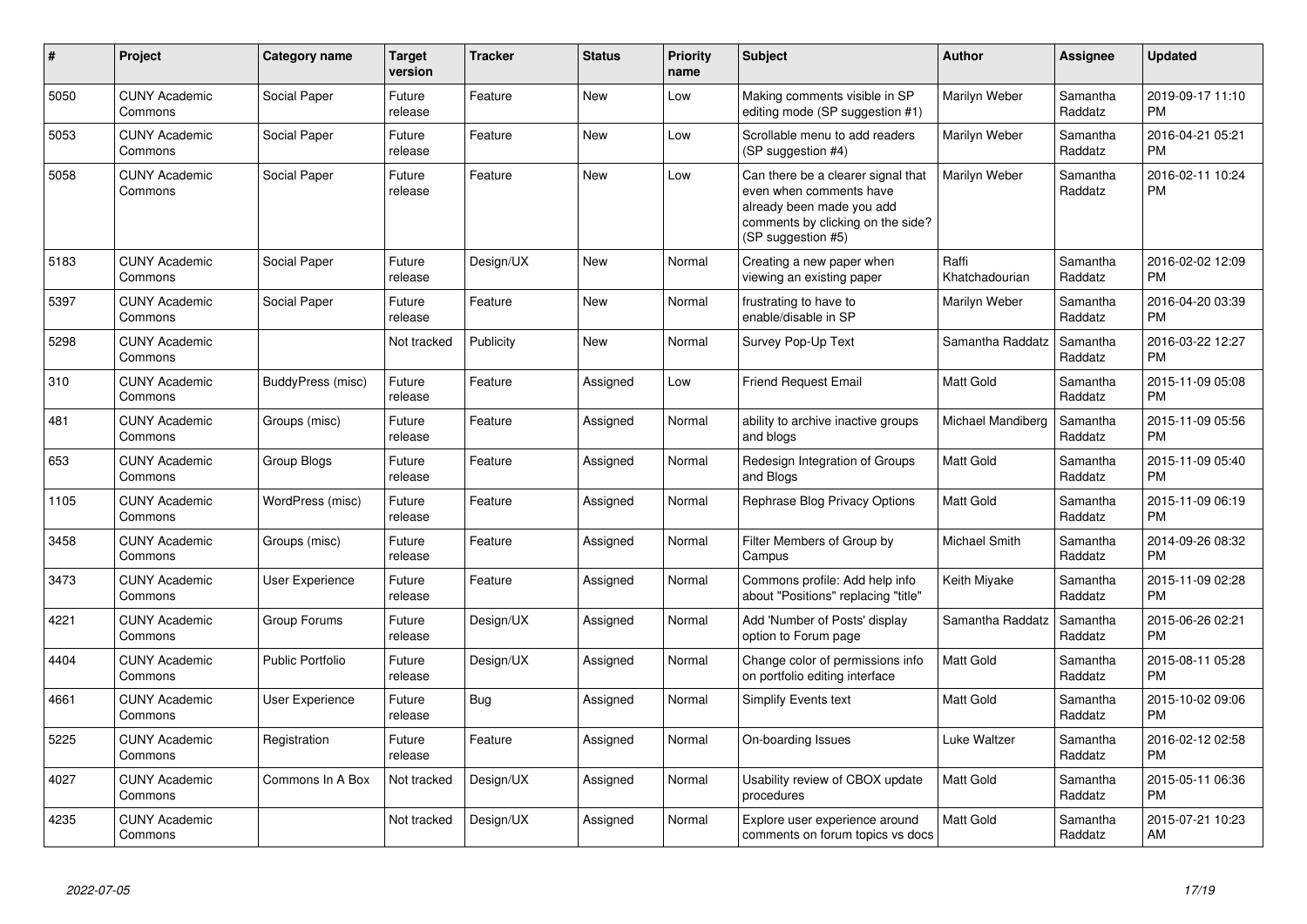| # | Project | Category name | Target version | Tracker | Status | Priority name | Subject | Author | Assignee | Updated |
|---|---|---|---|---|---|---|---|---|---|---|
| 5050 | CUNY Academic Commons | Social Paper | Future release | Feature | New | Low | Making comments visible in SP editing mode (SP suggestion #1) | Marilyn Weber | Samantha Raddatz | 2019-09-17 11:10 PM |
| 5053 | CUNY Academic Commons | Social Paper | Future release | Feature | New | Low | Scrollable menu to add readers (SP suggestion #4) | Marilyn Weber | Samantha Raddatz | 2016-04-21 05:21 PM |
| 5058 | CUNY Academic Commons | Social Paper | Future release | Feature | New | Low | Can there be a clearer signal that even when comments have already been made you add comments by clicking on the side? (SP suggestion #5) | Marilyn Weber | Samantha Raddatz | 2016-02-11 10:24 PM |
| 5183 | CUNY Academic Commons | Social Paper | Future release | Design/UX | New | Normal | Creating a new paper when viewing an existing paper | Raffi Khatchadourian | Samantha Raddatz | 2016-02-02 12:09 PM |
| 5397 | CUNY Academic Commons | Social Paper | Future release | Feature | New | Normal | frustrating to have to enable/disable in SP | Marilyn Weber | Samantha Raddatz | 2016-04-20 03:39 PM |
| 5298 | CUNY Academic Commons | | Not tracked | Publicity | New | Normal | Survey Pop-Up Text | Samantha Raddatz | Samantha Raddatz | 2016-03-22 12:27 PM |
| 310 | CUNY Academic Commons | BuddyPress (misc) | Future release | Feature | Assigned | Low | Friend Request Email | Matt Gold | Samantha Raddatz | 2015-11-09 05:08 PM |
| 481 | CUNY Academic Commons | Groups (misc) | Future release | Feature | Assigned | Normal | ability to archive inactive groups and blogs | Michael Mandiberg | Samantha Raddatz | 2015-11-09 05:56 PM |
| 653 | CUNY Academic Commons | Group Blogs | Future release | Feature | Assigned | Normal | Redesign Integration of Groups and Blogs | Matt Gold | Samantha Raddatz | 2015-11-09 05:40 PM |
| 1105 | CUNY Academic Commons | WordPress (misc) | Future release | Feature | Assigned | Normal | Rephrase Blog Privacy Options | Matt Gold | Samantha Raddatz | 2015-11-09 06:19 PM |
| 3458 | CUNY Academic Commons | Groups (misc) | Future release | Feature | Assigned | Normal | Filter Members of Group by Campus | Michael Smith | Samantha Raddatz | 2014-09-26 08:32 PM |
| 3473 | CUNY Academic Commons | User Experience | Future release | Feature | Assigned | Normal | Commons profile: Add help info about "Positions" replacing "title" | Keith Miyake | Samantha Raddatz | 2015-11-09 02:28 PM |
| 4221 | CUNY Academic Commons | Group Forums | Future release | Design/UX | Assigned | Normal | Add 'Number of Posts' display option to Forum page | Samantha Raddatz | Samantha Raddatz | 2015-06-26 02:21 PM |
| 4404 | CUNY Academic Commons | Public Portfolio | Future release | Design/UX | Assigned | Normal | Change color of permissions info on portfolio editing interface | Matt Gold | Samantha Raddatz | 2015-08-11 05:28 PM |
| 4661 | CUNY Academic Commons | User Experience | Future release | Bug | Assigned | Normal | Simplify Events text | Matt Gold | Samantha Raddatz | 2015-10-02 09:06 PM |
| 5225 | CUNY Academic Commons | Registration | Future release | Feature | Assigned | Normal | On-boarding Issues | Luke Waltzer | Samantha Raddatz | 2016-02-12 02:58 PM |
| 4027 | CUNY Academic Commons | Commons In A Box | Not tracked | Design/UX | Assigned | Normal | Usability review of CBOX update procedures | Matt Gold | Samantha Raddatz | 2015-05-11 06:36 PM |
| 4235 | CUNY Academic Commons | | Not tracked | Design/UX | Assigned | Normal | Explore user experience around comments on forum topics vs docs | Matt Gold | Samantha Raddatz | 2015-07-21 10:23 AM |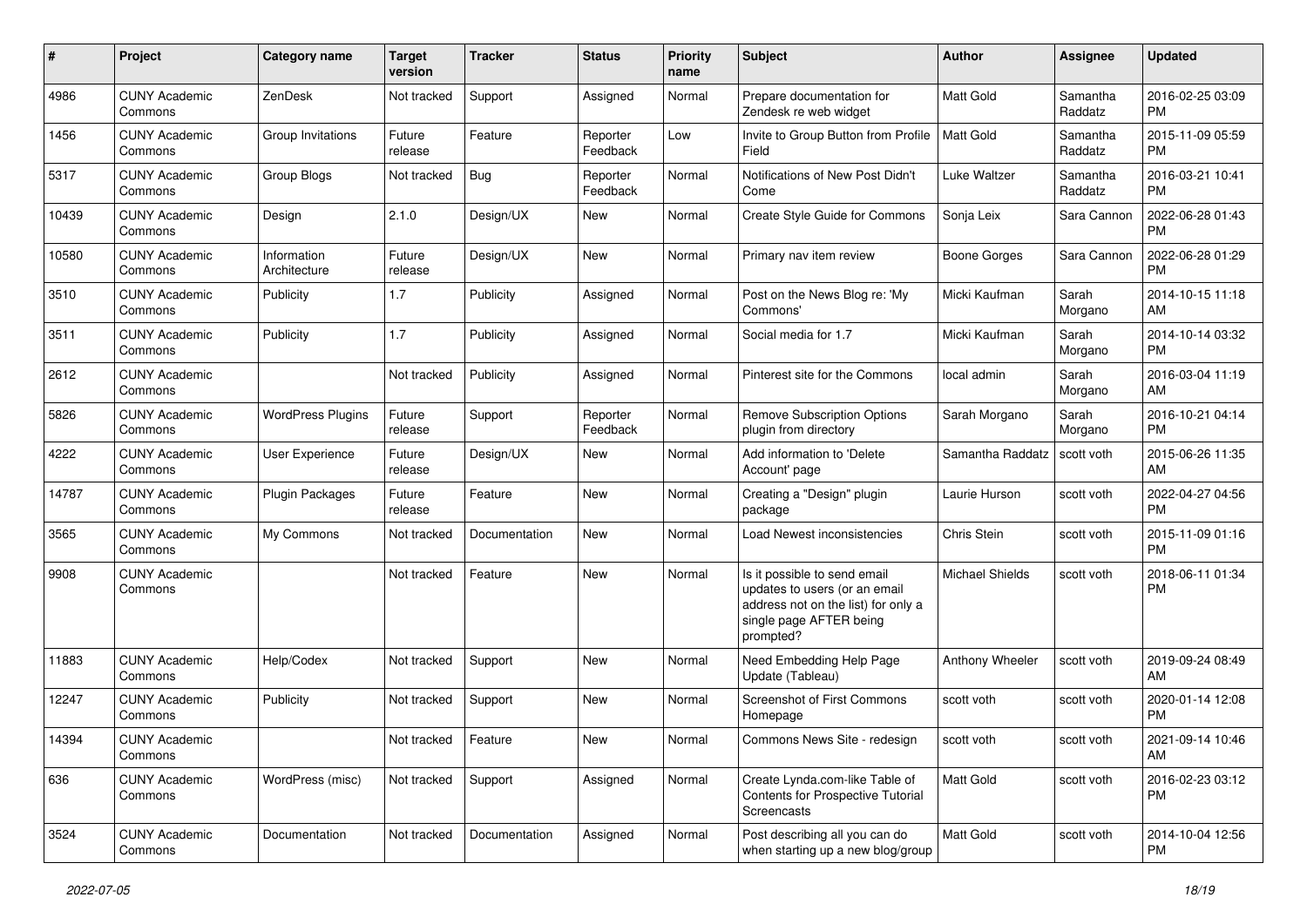| # | Project | Category name | Target version | Tracker | Status | Priority name | Subject | Author | Assignee | Updated |
|---|---|---|---|---|---|---|---|---|---|---|
| 4986 | CUNY Academic Commons | ZenDesk | Not tracked | Support | Assigned | Normal | Prepare documentation for Zendesk re web widget | Matt Gold | Samantha Raddatz | 2016-02-25 03:09 PM |
| 1456 | CUNY Academic Commons | Group Invitations | Future release | Feature | Reporter Feedback | Low | Invite to Group Button from Profile Field | Matt Gold | Samantha Raddatz | 2015-11-09 05:59 PM |
| 5317 | CUNY Academic Commons | Group Blogs | Not tracked | Bug | Reporter Feedback | Normal | Notifications of New Post Didn't Come | Luke Waltzer | Samantha Raddatz | 2016-03-21 10:41 PM |
| 10439 | CUNY Academic Commons | Design | 2.1.0 | Design/UX | New | Normal | Create Style Guide for Commons | Sonja Leix | Sara Cannon | 2022-06-28 01:43 PM |
| 10580 | CUNY Academic Commons | Information Architecture | Future release | Design/UX | New | Normal | Primary nav item review | Boone Gorges | Sara Cannon | 2022-06-28 01:29 PM |
| 3510 | CUNY Academic Commons | Publicity | 1.7 | Publicity | Assigned | Normal | Post on the News Blog re: 'My Commons' | Micki Kaufman | Sarah Morgano | 2014-10-15 11:18 AM |
| 3511 | CUNY Academic Commons | Publicity | 1.7 | Publicity | Assigned | Normal | Social media for 1.7 | Micki Kaufman | Sarah Morgano | 2014-10-14 03:32 PM |
| 2612 | CUNY Academic Commons | | Not tracked | Publicity | Assigned | Normal | Pinterest site for the Commons | local admin | Sarah Morgano | 2016-03-04 11:19 AM |
| 5826 | CUNY Academic Commons | WordPress Plugins | Future release | Support | Reporter Feedback | Normal | Remove Subscription Options plugin from directory | Sarah Morgano | Sarah Morgano | 2016-10-21 04:14 PM |
| 4222 | CUNY Academic Commons | User Experience | Future release | Design/UX | New | Normal | Add information to 'Delete Account' page | Samantha Raddatz | scott voth | 2015-06-26 11:35 AM |
| 14787 | CUNY Academic Commons | Plugin Packages | Future release | Feature | New | Normal | Creating a "Design" plugin package | Laurie Hurson | scott voth | 2022-04-27 04:56 PM |
| 3565 | CUNY Academic Commons | My Commons | Not tracked | Documentation | New | Normal | Load Newest inconsistencies | Chris Stein | scott voth | 2015-11-09 01:16 PM |
| 9908 | CUNY Academic Commons | | Not tracked | Feature | New | Normal | Is it possible to send email updates to users (or an email address not on the list) for only a single page AFTER being prompted? | Michael Shields | scott voth | 2018-06-11 01:34 PM |
| 11883 | CUNY Academic Commons | Help/Codex | Not tracked | Support | New | Normal | Need Embedding Help Page Update (Tableau) | Anthony Wheeler | scott voth | 2019-09-24 08:49 AM |
| 12247 | CUNY Academic Commons | Publicity | Not tracked | Support | New | Normal | Screenshot of First Commons Homepage | scott voth | scott voth | 2020-01-14 12:08 PM |
| 14394 | CUNY Academic Commons | | Not tracked | Feature | New | Normal | Commons News Site - redesign | scott voth | scott voth | 2021-09-14 10:46 AM |
| 636 | CUNY Academic Commons | WordPress (misc) | Not tracked | Support | Assigned | Normal | Create Lynda.com-like Table of Contents for Prospective Tutorial Screencasts | Matt Gold | scott voth | 2016-02-23 03:12 PM |
| 3524 | CUNY Academic Commons | Documentation | Not tracked | Documentation | Assigned | Normal | Post describing all you can do when starting up a new blog/group | Matt Gold | scott voth | 2014-10-04 12:56 PM |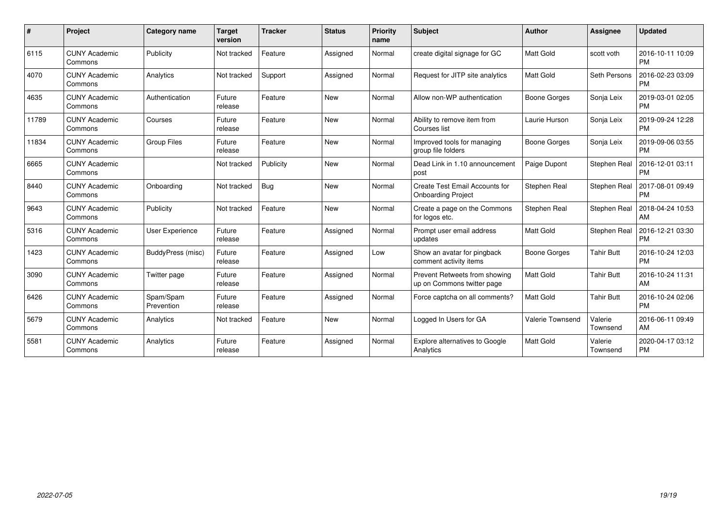| # | Project | Category name | Target version | Tracker | Status | Priority name | Subject | Author | Assignee | Updated |
|---|---|---|---|---|---|---|---|---|---|---|
| 6115 | CUNY Academic Commons | Publicity | Not tracked | Feature | Assigned | Normal | create digital signage for GC | Matt Gold | scott voth | 2016-10-11 10:09 PM |
| 4070 | CUNY Academic Commons | Analytics | Not tracked | Support | Assigned | Normal | Request for JITP site analytics | Matt Gold | Seth Persons | 2016-02-23 03:09 PM |
| 4635 | CUNY Academic Commons | Authentication | Future release | Feature | New | Normal | Allow non-WP authentication | Boone Gorges | Sonja Leix | 2019-03-01 02:05 PM |
| 11789 | CUNY Academic Commons | Courses | Future release | Feature | New | Normal | Ability to remove item from Courses list | Laurie Hurson | Sonja Leix | 2019-09-24 12:28 PM |
| 11834 | CUNY Academic Commons | Group Files | Future release | Feature | New | Normal | Improved tools for managing group file folders | Boone Gorges | Sonja Leix | 2019-09-06 03:55 PM |
| 6665 | CUNY Academic Commons | | Not tracked | Publicity | New | Normal | Dead Link in 1.10 announcement post | Paige Dupont | Stephen Real | 2016-12-01 03:11 PM |
| 8440 | CUNY Academic Commons | Onboarding | Not tracked | Bug | New | Normal | Create Test Email Accounts for Onboarding Project | Stephen Real | Stephen Real | 2017-08-01 09:49 PM |
| 9643 | CUNY Academic Commons | Publicity | Not tracked | Feature | New | Normal | Create a page on the Commons for logos etc. | Stephen Real | Stephen Real | 2018-04-24 10:53 AM |
| 5316 | CUNY Academic Commons | User Experience | Future release | Feature | Assigned | Normal | Prompt user email address updates | Matt Gold | Stephen Real | 2016-12-21 03:30 PM |
| 1423 | CUNY Academic Commons | BuddyPress (misc) | Future release | Feature | Assigned | Low | Show an avatar for pingback comment activity items | Boone Gorges | Tahir Butt | 2016-10-24 12:03 PM |
| 3090 | CUNY Academic Commons | Twitter page | Future release | Feature | Assigned | Normal | Prevent Retweets from showing up on Commons twitter page | Matt Gold | Tahir Butt | 2016-10-24 11:31 AM |
| 6426 | CUNY Academic Commons | Spam/Spam Prevention | Future release | Feature | Assigned | Normal | Force captcha on all comments? | Matt Gold | Tahir Butt | 2016-10-24 02:06 PM |
| 5679 | CUNY Academic Commons | Analytics | Not tracked | Feature | New | Normal | Logged In Users for GA | Valerie Townsend | Valerie Townsend | 2016-06-11 09:49 AM |
| 5581 | CUNY Academic Commons | Analytics | Future release | Feature | Assigned | Normal | Explore alternatives to Google Analytics | Matt Gold | Valerie Townsend | 2020-04-17 03:12 PM |